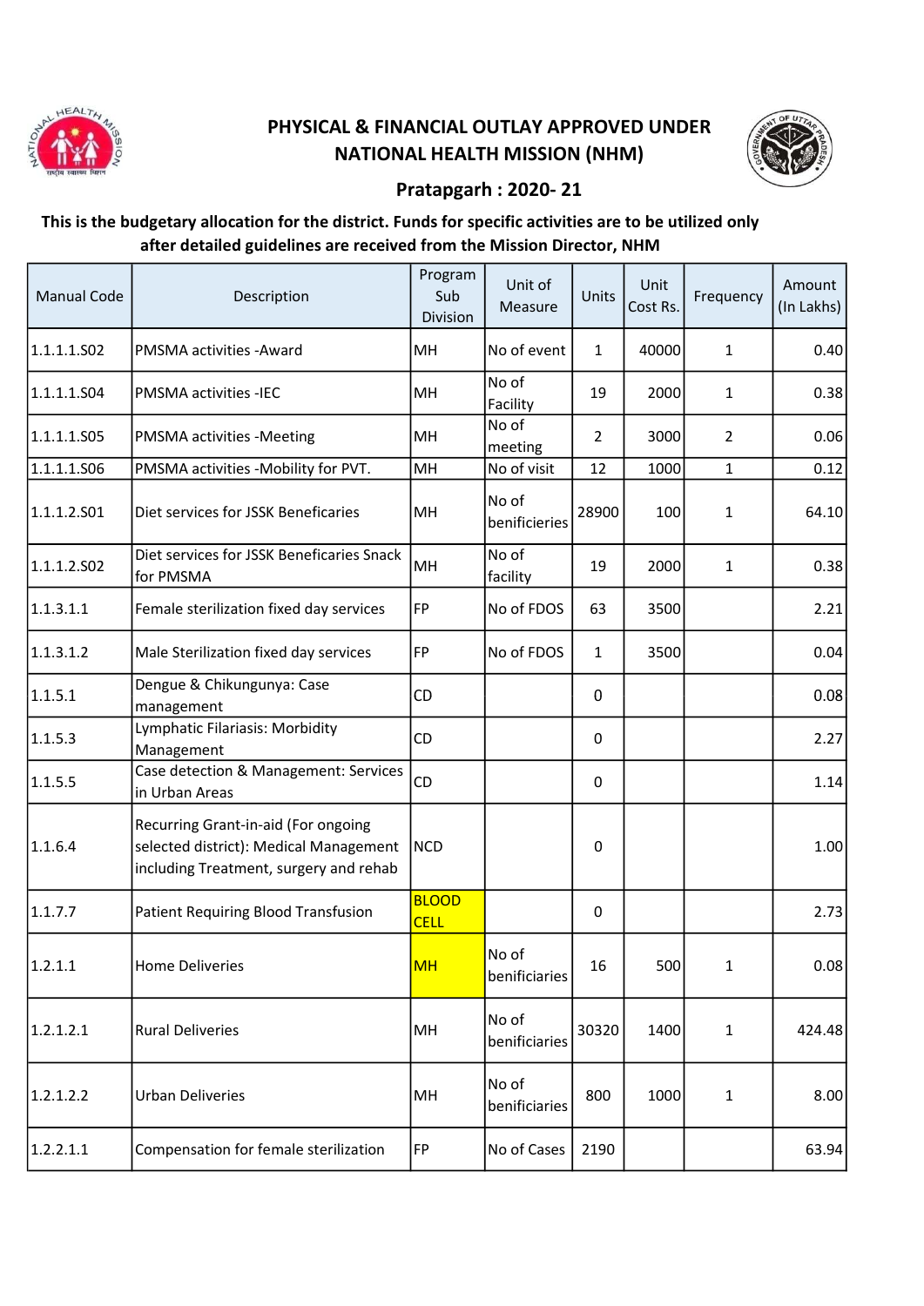# PHYSICAL & FINANCIAL OUTLAY APPROVED UNDER NATIONAL HEALTH MISSION (NHM)

## Pratapgarh : 2020- 21

**This is the budgetary allocation for the district. Funds for specific activities are to be utilized only after detailed guidelines are received from the Mission Director, NHM**

| Manual Code | Description | Program Sub Division | Unit of Measure | Units | Unit Cost Rs. | Frequency | Amount (In Lakhs) |
|---|---|---|---|---|---|---|---|
| 1.1.1.1.S02 | PMSMA activities -Award | MH | No of event | 1 | 40000 | 1 | 0.40 |
| 1.1.1.1.S04 | PMSMA activities -IEC | MH | No of Facility | 19 | 2000 | 1 | 0.38 |
| 1.1.1.1.S05 | PMSMA activities -Meeting | MH | No of meeting | 2 | 3000 | 2 | 0.06 |
| 1.1.1.1.S06 | PMSMA activities -Mobility for PVT. | MH | No of visit | 12 | 1000 | 1 | 0.12 |
| 1.1.1.2.S01 | Diet services for JSSK Benefecaries | MH | No of benificieries | 28900 | 100 | 1 | 64.10 |
| 1.1.1.2.S02 | Diet services for JSSK Benefecaries Snack for PMSMA | MH | No of facility | 19 | 2000 | 1 | 0.38 |
| 1.1.3.1.1 | Female sterilization fixed day services | FP | No of FDOS | 63 | 3500 | | 2.21 |
| 1.1.3.1.2 | Male Sterilization fixed day services | FP | No of FDOS | 1 | 3500 | | 0.04 |
| 1.1.5.1 | Dengue & Chikungunya: Case management | CD | | 0 | | | 0.08 |
| 1.1.5.3 | Lymphatic Filariasis: Morbidity Management | CD | | 0 | | | 2.27 |
| 1.1.5.5 | Case detection & Management: Services in Urban Areas | CD | | 0 | | | 1.14 |
| 1.1.6.4 | Recurring Grant-in-aid (For ongoing selected district): Medical Management including Treatment, surgery and rehab | NCD | | 0 | | | 1.00 |
| 1.1.7.7 | Patient Requiring Blood Transfusion | BLOOD CELL | | 0 | | | 2.73 |
| 1.2.1.1 | Home Deliveries | MH | No of benificiaries | 16 | 500 | 1 | 0.08 |
| 1.2.1.2.1 | Rural Deliveries | MH | No of beneficiaries | 30320 | 1400 | 1 | 424.48 |
| 1.2.1.2.2 | Urban Deliveries | MH | No of beneficiaries | 800 | 1000 | 1 | 8.00 |
| 1.2.2.1.1 | Compensation for female sterilization | FP | No of Cases | 2190 | | | 63.94 |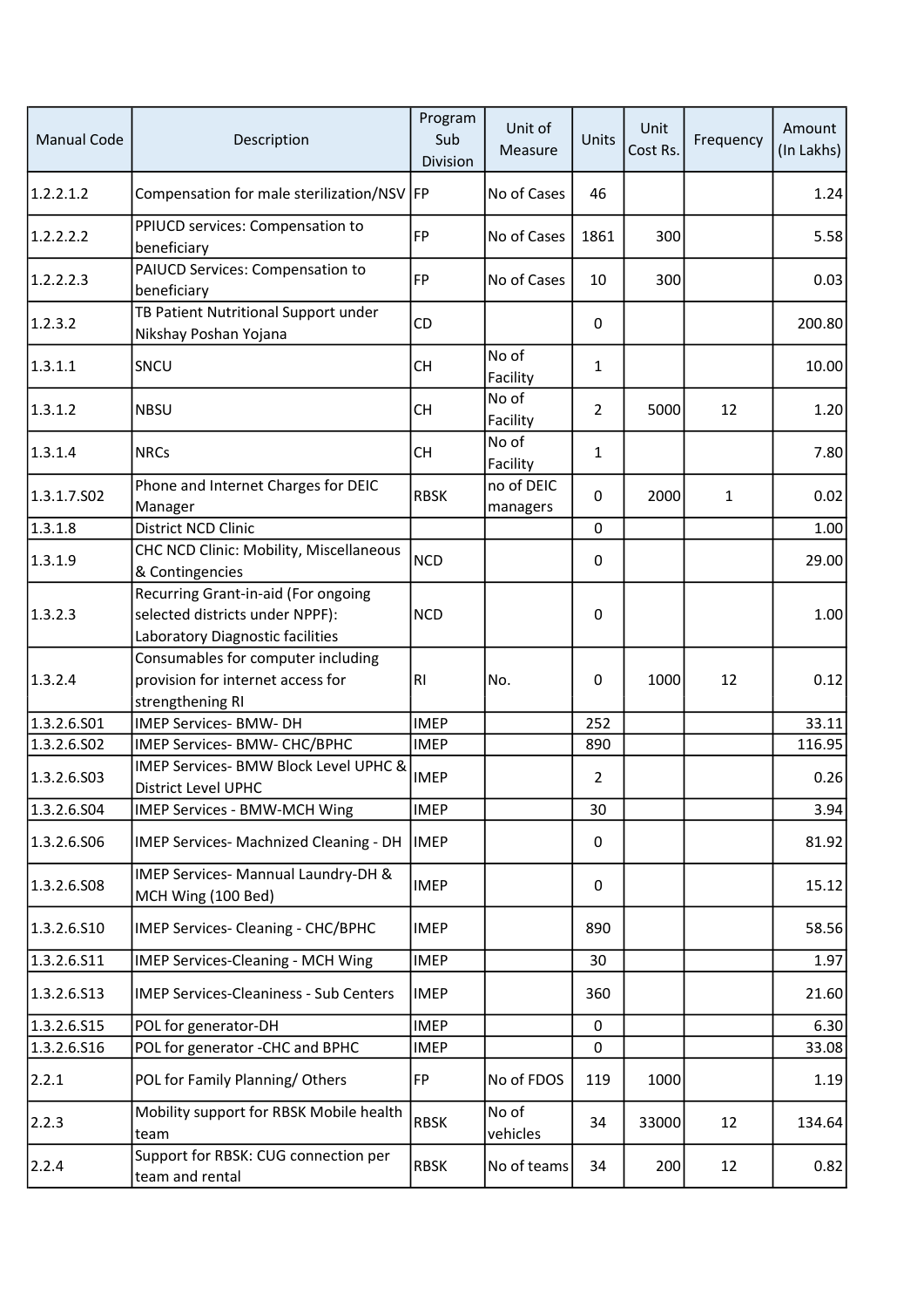| Manual Code | Description | Program Sub Division | Unit of Measure | Units | Unit Cost Rs. | Frequency | Amount (In Lakhs) |
|---|---|---|---|---|---|---|---|
| 1.2.2.1.2 | Compensation for male sterilization/NSV | FP | No of Cases | 46 | | | 1.24 |
| 1.2.2.2.2 | PPIUCD services: Compensation to beneficiary | FP | No of Cases | 1861 | 300 | | 5.58 |
| 1.2.2.2.3 | PAIUCD Services: Compensation to beneficiary | FP | No of Cases | 10 | 300 | | 0.03 |
| 1.2.3.2 | TB Patient Nutritional Support under Nikshay Poshan Yojana | CD | | 0 | | | 200.80 |
| 1.3.1.1 | SNCU | CH | No of Facility | 1 | | | 10.00 |
| 1.3.1.2 | NBSU | CH | No of Facility | 2 | 5000 | 12 | 1.20 |
| 1.3.1.4 | NRCs | CH | No of Facility | 1 | | | 7.80 |
| 1.3.1.7.S02 | Phone and Internet Charges for DEIC Manager | RBSK | no of DEIC managers | 0 | 2000 | 1 | 0.02 |
| 1.3.1.8 | District NCD Clinic | | | 0 | | | 1.00 |
| 1.3.1.9 | CHC NCD Clinic: Mobility, Miscellaneous & Contingencies | NCD | | 0 | | | 29.00 |
| 1.3.2.3 | Recurring Grant-in-aid (For ongoing selected districts under NPPF): Laboratory Diagnostic facilities | NCD | | 0 | | | 1.00 |
| 1.3.2.4 | Consumables for computer including provision for internet access for strengthening RI | RI | No. | 0 | 1000 | 12 | 0.12 |
| 1.3.2.6.S01 | IMEP Services- BMW- DH | IMEP | | 252 | | | 33.11 |
| 1.3.2.6.S02 | IMEP Services- BMW- CHC/BPHC | IMEP | | 890 | | | 116.95 |
| 1.3.2.6.S03 | IMEP Services- BMW Block Level UPHC & District Level UPHC | IMEP | | 2 | | | 0.26 |
| 1.3.2.6.S04 | IMEP Services - BMW-MCH Wing | IMEP | | 30 | | | 3.94 |
| 1.3.2.6.S06 | IMEP Services- Machnized Cleaning - DH | IMEP | | 0 | | | 81.92 |
| 1.3.2.6.S08 | IMEP Services- Mannual Laundry-DH & MCH Wing (100 Bed) | IMEP | | 0 | | | 15.12 |
| 1.3.2.6.S10 | IMEP Services- Cleaning - CHC/BPHC | IMEP | | 890 | | | 58.56 |
| 1.3.2.6.S11 | IMEP Services-Cleaning - MCH Wing | IMEP | | 30 | | | 1.97 |
| 1.3.2.6.S13 | IMEP Services-Cleaniness - Sub Centers | IMEP | | 360 | | | 21.60 |
| 1.3.2.6.S15 | POL for generator-DH | IMEP | | 0 | | | 6.30 |
| 1.3.2.6.S16 | POL for generator -CHC and BPHC | IMEP | | 0 | | | 33.08 |
| 2.2.1 | POL for Family Planning/ Others | FP | No of FDOS | 119 | 1000 | | 1.19 |
| 2.2.3 | Mobility support for RBSK Mobile health team | RBSK | No of vehicles | 34 | 33000 | 12 | 134.64 |
| 2.2.4 | Support for RBSK: CUG connection per team and rental | RBSK | No of teams | 34 | 200 | 12 | 0.82 |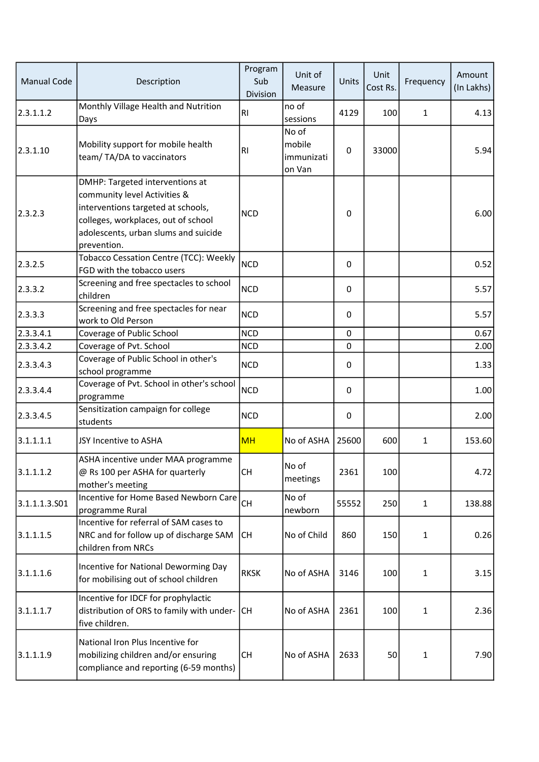| Manual Code | Description | Program Sub Division | Unit of Measure | Units | Unit Cost Rs. | Frequency | Amount (In Lakhs) |
|---|---|---|---|---|---|---|---|
| 2.3.1.1.2 | Monthly Village Health and Nutrition Days | RI | no of sessions | 4129 | 100 | 1 | 4.13 |
| 2.3.1.10 | Mobility support for mobile health team/ TA/DA to vaccinators | RI | No of mobile immunization Van | 0 | 33000 | | 5.94 |
| 2.3.2.3 | DMHP: Targeted interventions at community level Activities & interventions targeted at schools, colleges, workplaces, out of school adolescents, urban slums and suicide prevention. | NCD | | 0 | | | 6.00 |
| 2.3.2.5 | Tobacco Cessation Centre (TCC): Weekly FGD with the tobacco users | NCD | | 0 | | | 0.52 |
| 2.3.3.2 | Screening and free spectacles to school children | NCD | | 0 | | | 5.57 |
| 2.3.3.3 | Screening and free spectacles for near work to Old Person | NCD | | 0 | | | 5.57 |
| 2.3.3.4.1 | Coverage of Public School | NCD | | 0 | | | 0.67 |
| 2.3.3.4.2 | Coverage of Pvt. School | NCD | | 0 | | | 2.00 |
| 2.3.3.4.3 | Coverage of Public School in other's school programme | NCD | | 0 | | | 1.33 |
| 2.3.3.4.4 | Coverage of Pvt. School in other's school programme | NCD | | 0 | | | 1.00 |
| 2.3.3.4.5 | Sensitization campaign for college students | NCD | | 0 | | | 2.00 |
| 3.1.1.1.1 | JSY Incentive to ASHA | MH | No of ASHA | 25600 | 600 | 1 | 153.60 |
| 3.1.1.1.2 | ASHA incentive under MAA programme @ Rs 100 per ASHA for quarterly mother's meeting | CH | No of meetings | 2361 | 100 | | 4.72 |
| 3.1.1.1.3.S01 | Incentive for Home Based Newborn Care programme Rural | CH | No of newborn | 55552 | 250 | 1 | 138.88 |
| 3.1.1.1.5 | Incentive for referral of SAM cases to NRC and for follow up of discharge SAM children from NRCs | CH | No of Child | 860 | 150 | 1 | 0.26 |
| 3.1.1.1.6 | Incentive for National Deworming Day for mobilising out of school children | RKSK | No of ASHA | 3146 | 100 | 1 | 3.15 |
| 3.1.1.1.7 | Incentive for IDCF for prophylactic distribution of ORS to family with under-five children. | CH | No of ASHA | 2361 | 100 | 1 | 2.36 |
| 3.1.1.1.9 | National Iron Plus Incentive for mobilizing children and/or ensuring compliance and reporting (6-59 months) | CH | No of ASHA | 2633 | 50 | 1 | 7.90 |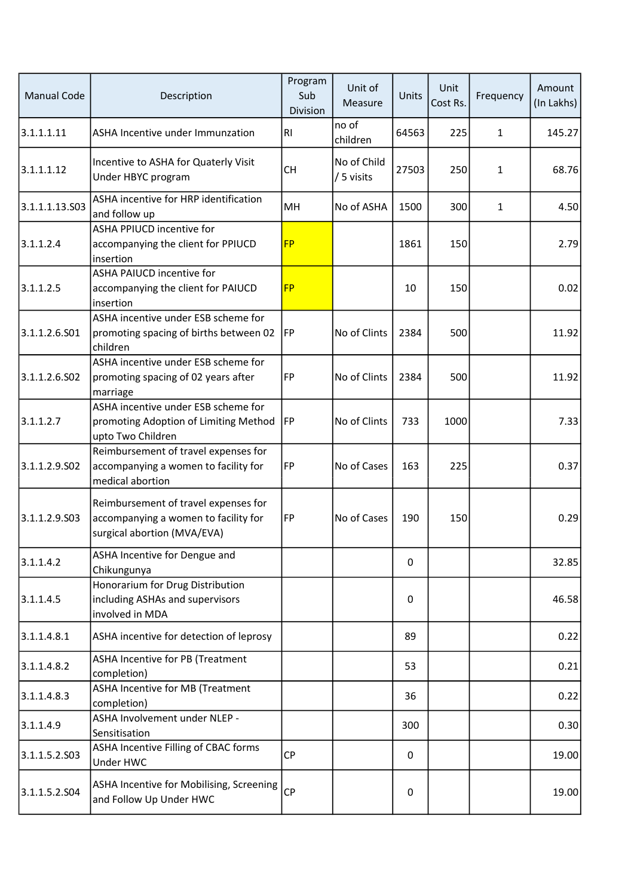| Manual Code | Description | Program Sub Division | Unit of Measure | Units | Unit Cost Rs. | Frequency | Amount (In Lakhs) |
|---|---|---|---|---|---|---|---|
| 3.1.1.1.11 | ASHA Incentive under Immunzation | RI | no of children | 64563 | 225 | 1 | 145.27 |
| 3.1.1.1.12 | Incentive to ASHA for Quaterly Visit Under HBYC program | CH | No of Child / 5 visits | 27503 | 250 | 1 | 68.76 |
| 3.1.1.1.13.S03 | ASHA incentive for HRP identification and follow up | MH | No of ASHA | 1500 | 300 | 1 | 4.50 |
| 3.1.1.2.4 | ASHA PPIUCD incentive for accompanying the client for PPIUCD insertion | FP | | 1861 | 150 | | 2.79 |
| 3.1.1.2.5 | ASHA PAIUCD incentive for accompanying the client for PAIUCD insertion | FP | | 10 | 150 | | 0.02 |
| 3.1.1.2.6.S01 | ASHA incentive under ESB scheme for promoting spacing of births between 02 children | FP | No of Clints | 2384 | 500 | | 11.92 |
| 3.1.1.2.6.S02 | ASHA incentive under ESB scheme for promoting spacing of 02 years after marriage | FP | No of Clints | 2384 | 500 | | 11.92 |
| 3.1.1.2.7 | ASHA incentive under ESB scheme for promoting Adoption of Limiting Method upto Two Children | FP | No of Clints | 733 | 1000 | | 7.33 |
| 3.1.1.2.9.S02 | Reimbursement of travel expenses for accompanying a women to facility for medical abortion | FP | No of Cases | 163 | 225 | | 0.37 |
| 3.1.1.2.9.S03 | Reimbursement of travel expenses for accompanying a women to facility for surgical abortion (MVA/EVA) | FP | No of Cases | 190 | 150 | | 0.29 |
| 3.1.1.4.2 | ASHA Incentive for Dengue and Chikungunya | | | 0 | | | 32.85 |
| 3.1.1.4.5 | Honorarium for Drug Distribution including ASHAs and supervisors involved in MDA | | | 0 | | | 46.58 |
| 3.1.1.4.8.1 | ASHA incentive for detection of leprosy | | | 89 | | | 0.22 |
| 3.1.1.4.8.2 | ASHA Incentive for PB (Treatment completion) | | | 53 | | | 0.21 |
| 3.1.1.4.8.3 | ASHA Incentive for MB (Treatment completion) | | | 36 | | | 0.22 |
| 3.1.1.4.9 | ASHA Involvement under NLEP - Sensitisation | | | 300 | | | 0.30 |
| 3.1.1.5.2.S03 | ASHA Incentive Filling of CBAC forms Under HWC | CP | | 0 | | | 19.00 |
| 3.1.1.5.2.S04 | ASHA Incentive for Mobilising, Screening and Follow Up Under HWC | CP | | 0 | | | 19.00 |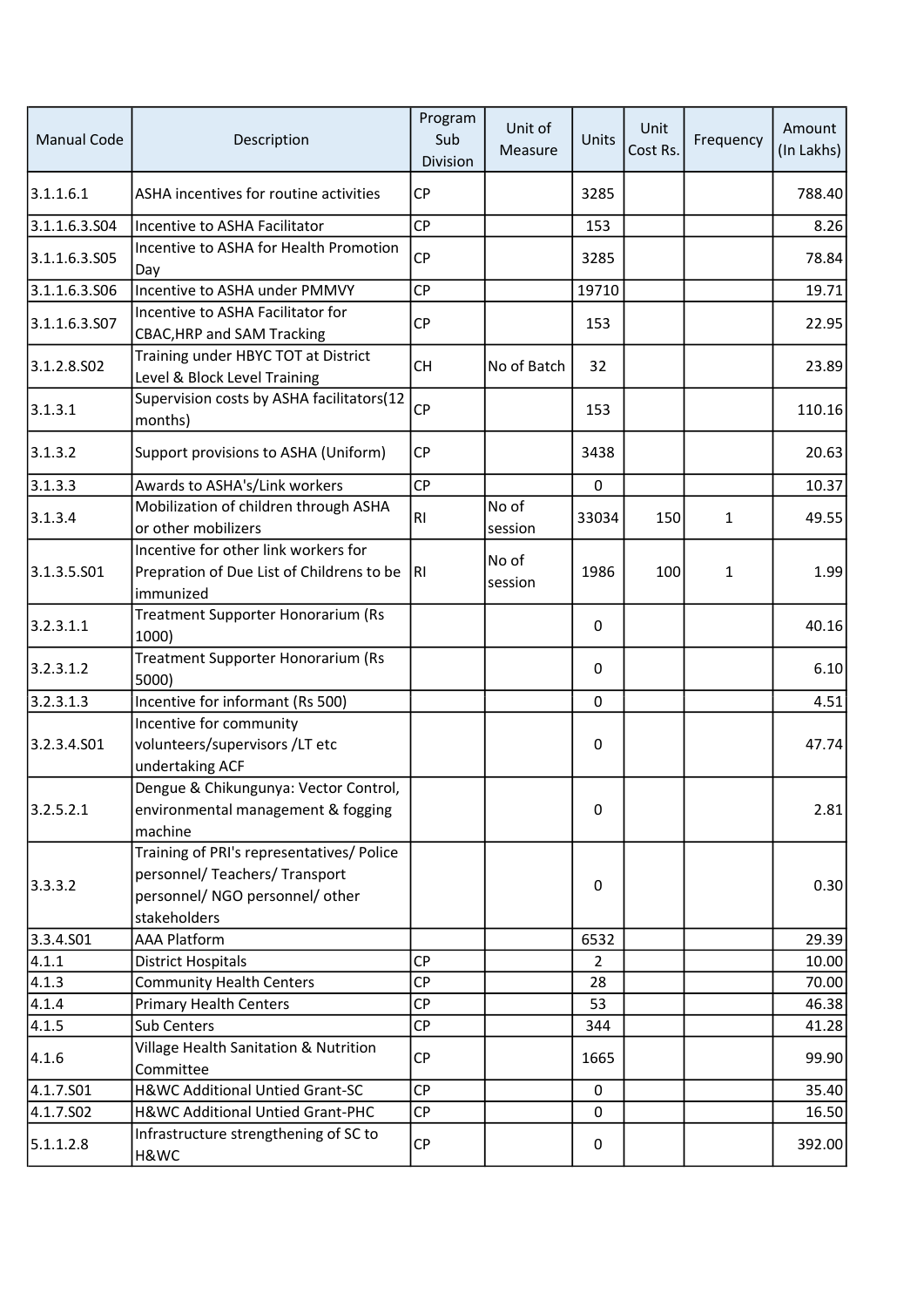| Manual Code | Description | Program Sub Division | Unit of Measure | Units | Unit Cost Rs. | Frequency | Amount (In Lakhs) |
|---|---|---|---|---|---|---|---|
| 3.1.1.6.1 | ASHA incentives for routine activities | CP | | 3285 | | | 788.40 |
| 3.1.1.6.3.S04 | Incentive to ASHA Facilitator | CP | | 153 | | | 8.26 |
| 3.1.1.6.3.S05 | Incentive to ASHA for Health Promotion Day | CP | | 3285 | | | 78.84 |
| 3.1.1.6.3.S06 | Incentive to ASHA under PMMVY | CP | | 19710 | | | 19.71 |
| 3.1.1.6.3.S07 | Incentive to ASHA Facilitator for CBAC,HRP and SAM Tracking | CP | | 153 | | | 22.95 |
| 3.1.2.8.S02 | Training under HBYC TOT at District Level & Block Level Training | CH | No of Batch | 32 | | | 23.89 |
| 3.1.3.1 | Supervision costs by ASHA facilitators(12 months) | CP | | 153 | | | 110.16 |
| 3.1.3.2 | Support provisions to ASHA (Uniform) | CP | | 3438 | | | 20.63 |
| 3.1.3.3 | Awards to ASHA's/Link workers | CP | | 0 | | | 10.37 |
| 3.1.3.4 | Mobilization of children through ASHA or other mobilizers | RI | No of session | 33034 | 150 | 1 | 49.55 |
| 3.1.3.5.S01 | Incentive for other link workers for Prepration of Due List of Childrens to be immunized | RI | No of session | 1986 | 100 | 1 | 1.99 |
| 3.2.3.1.1 | Treatment Supporter Honorarium (Rs 1000) | | | 0 | | | 40.16 |
| 3.2.3.1.2 | Treatment Supporter Honorarium (Rs 5000) | | | 0 | | | 6.10 |
| 3.2.3.1.3 | Incentive for informant (Rs 500) | | | 0 | | | 4.51 |
| 3.2.3.4.S01 | Incentive for community volunteers/supervisors /LT etc undertaking ACF | | | 0 | | | 47.74 |
| 3.2.5.2.1 | Dengue & Chikungunya: Vector Control, environmental management & fogging machine | | | 0 | | | 2.81 |
| 3.3.3.2 | Training of PRI's representatives/ Police personnel/ Teachers/ Transport personnel/ NGO personnel/ other stakeholders | | | 0 | | | 0.30 |
| 3.3.4.S01 | AAA Platform | | | 6532 | | | 29.39 |
| 4.1.1 | District Hospitals | CP | | 2 | | | 10.00 |
| 4.1.3 | Community Health Centers | CP | | 28 | | | 70.00 |
| 4.1.4 | Primary Health Centers | CP | | 53 | | | 46.38 |
| 4.1.5 | Sub Centers | CP | | 344 | | | 41.28 |
| 4.1.6 | Village Health Sanitation & Nutrition Committee | CP | | 1665 | | | 99.90 |
| 4.1.7.S01 | H&WC Additional Untied Grant-SC | CP | | 0 | | | 35.40 |
| 4.1.7.S02 | H&WC Additional Untied Grant-PHC | CP | | 0 | | | 16.50 |
| 5.1.1.2.8 | Infrastructure strengthening of SC to H&WC | CP | | 0 | | | 392.00 |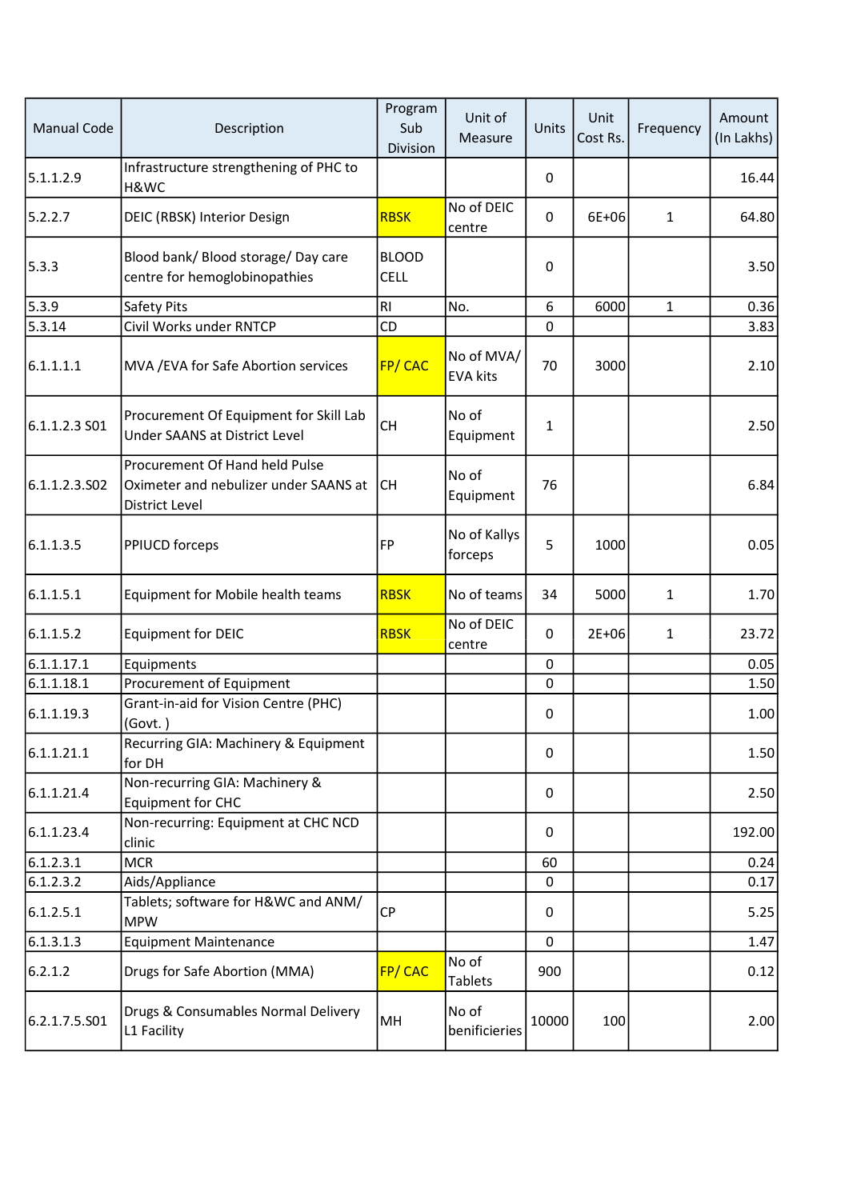| Manual Code | Description | Program Sub Division | Unit of Measure | Units | Unit Cost Rs. | Frequency | Amount (In Lakhs) |
|---|---|---|---|---|---|---|---|
| 5.1.1.2.9 | Infrastructure strengthening of PHC to H&WC | | | 0 | | | 16.44 |
| 5.2.2.7 | DEIC (RBSK) Interior Design | RBSK | No of DEIC centre | 0 | 6E+06 | 1 | 64.80 |
| 5.3.3 | Blood bank/ Blood storage/ Day care centre for hemoglobinopathies | BLOOD CELL | | 0 | | | 3.50 |
| 5.3.9 | Safety Pits | RI | No. | 6 | 6000 | 1 | 0.36 |
| 5.3.14 | Civil Works under RNTCP | CD | | 0 | | | 3.83 |
| 6.1.1.1.1 | MVA /EVA for Safe Abortion services | FP/ CAC | No of MVA/ EVA kits | 70 | 3000 | | 2.10 |
| 6.1.1.2.3 S01 | Procurement Of Equipment for Skill Lab Under SAANS at District Level | CH | No of Equipment | 1 | | | 2.50 |
| 6.1.1.2.3.S02 | Procurement Of Hand held Pulse Oximeter and nebulizer under SAANS at District Level | CH | No of Equipment | 76 | | | 6.84 |
| 6.1.1.3.5 | PPIUCD forceps | FP | No of Kallys forceps | 5 | 1000 | | 0.05 |
| 6.1.1.5.1 | Equipment for Mobile health teams | RBSK | No of teams | 34 | 5000 | 1 | 1.70 |
| 6.1.1.5.2 | Equipment for DEIC | RBSK | No of DEIC centre | 0 | 2E+06 | 1 | 23.72 |
| 6.1.1.17.1 | Equipments | | | 0 | | | 0.05 |
| 6.1.1.18.1 | Procurement of Equipment | | | 0 | | | 1.50 |
| 6.1.1.19.3 | Grant-in-aid for Vision Centre (PHC) (Govt. ) | | | 0 | | | 1.00 |
| 6.1.1.21.1 | Recurring GIA: Machinery & Equipment for DH | | | 0 | | | 1.50 |
| 6.1.1.21.4 | Non-recurring GIA: Machinery & Equipment for CHC | | | 0 | | | 2.50 |
| 6.1.1.23.4 | Non-recurring: Equipment at CHC NCD clinic | | | 0 | | | 192.00 |
| 6.1.2.3.1 | MCR | | | 60 | | | 0.24 |
| 6.1.2.3.2 | Aids/Appliance | | | 0 | | | 0.17 |
| 6.1.2.5.1 | Tablets; software for H&WC and ANM/ MPW | CP | | 0 | | | 5.25 |
| 6.1.3.1.3 | Equipment Maintenance | | | 0 | | | 1.47 |
| 6.2.1.2 | Drugs for Safe Abortion (MMA) | FP/ CAC | No of Tablets | 900 | | | 0.12 |
| 6.2.1.7.5.S01 | Drugs & Consumables Normal Delivery L1 Facility | MH | No of benificieries | 10000 | 100 | | 2.00 |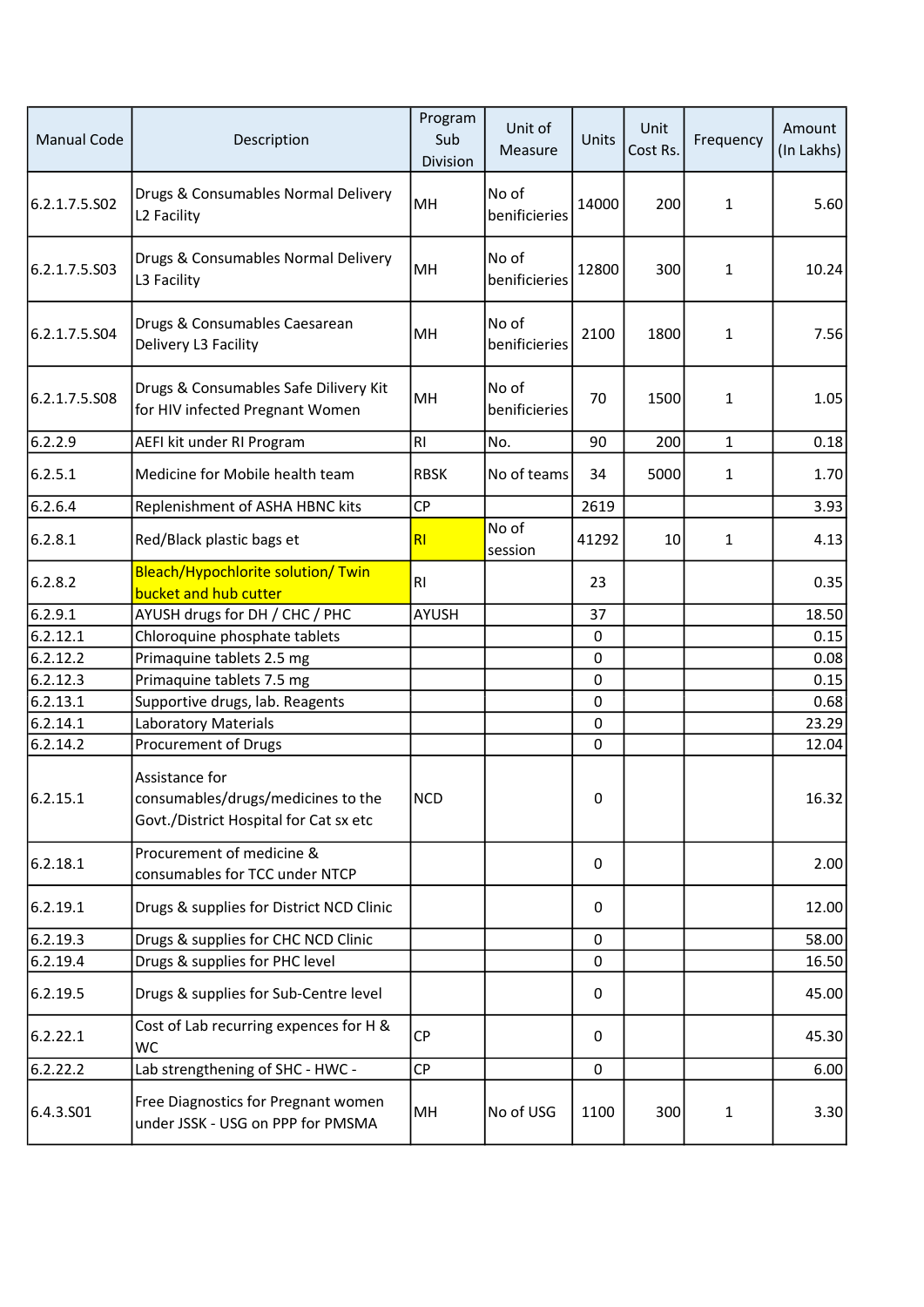| Manual Code | Description | Program Sub Division | Unit of Measure | Units | Unit Cost Rs. | Frequency | Amount (In Lakhs) |
|---|---|---|---|---|---|---|---|
| 6.2.1.7.5.S02 | Drugs & Consumables Normal Delivery L2 Facility | MH | No of benificieries | 14000 | 200 | 1 | 5.60 |
| 6.2.1.7.5.S03 | Drugs & Consumables Normal Delivery L3 Facility | MH | No of benificieries | 12800 | 300 | 1 | 10.24 |
| 6.2.1.7.5.S04 | Drugs & Consumables Caesarean Delivery L3 Facility | MH | No of benificieries | 2100 | 1800 | 1 | 7.56 |
| 6.2.1.7.5.S08 | Drugs & Consumables Safe Dilivery Kit for HIV infected Pregnant Women | MH | No of benificieries | 70 | 1500 | 1 | 1.05 |
| 6.2.2.9 | AEFI kit under RI Program | RI | No. | 90 | 200 | 1 | 0.18 |
| 6.2.5.1 | Medicine for Mobile health team | RBSK | No of teams | 34 | 5000 | 1 | 1.70 |
| 6.2.6.4 | Replenishment of ASHA HBNC kits | CP | | 2619 | | | 3.93 |
| 6.2.8.1 | Red/Black plastic bags et | RI | No of session | 41292 | 10 | 1 | 4.13 |
| 6.2.8.2 | Bleach/Hypochlorite solution/ Twin bucket and hub cutter | RI | | 23 | | | 0.35 |
| 6.2.9.1 | AYUSH drugs for DH / CHC / PHC | AYUSH | | 37 | | | 18.50 |
| 6.2.12.1 | Chloroquine phosphate tablets | | | 0 | | | 0.15 |
| 6.2.12.2 | Primaquine tablets 2.5 mg | | | 0 | | | 0.08 |
| 6.2.12.3 | Primaquine tablets 7.5 mg | | | 0 | | | 0.15 |
| 6.2.13.1 | Supportive drugs, lab. Reagents | | | 0 | | | 0.68 |
| 6.2.14.1 | Laboratory Materials | | | 0 | | | 23.29 |
| 6.2.14.2 | Procurement of Drugs | | | 0 | | | 12.04 |
| 6.2.15.1 | Assistance for consumables/drugs/medicines to the Govt./District Hospital for Cat sx etc | NCD | | 0 | | | 16.32 |
| 6.2.18.1 | Procurement of medicine & consumables for TCC under NTCP | | | 0 | | | 2.00 |
| 6.2.19.1 | Drugs & supplies for District NCD Clinic | | | 0 | | | 12.00 |
| 6.2.19.3 | Drugs & supplies for CHC NCD Clinic | | | 0 | | | 58.00 |
| 6.2.19.4 | Drugs & supplies for PHC level | | | 0 | | | 16.50 |
| 6.2.19.5 | Drugs & supplies for Sub-Centre level | | | 0 | | | 45.00 |
| 6.2.22.1 | Cost of Lab recurring expences for H & WC | CP | | 0 | | | 45.30 |
| 6.2.22.2 | Lab strengthening of SHC - HWC - | CP | | 0 | | | 6.00 |
| 6.4.3.S01 | Free Diagnostics for Pregnant women under JSSK - USG on PPP for PMSMA | MH | No of USG | 1100 | 300 | 1 | 3.30 |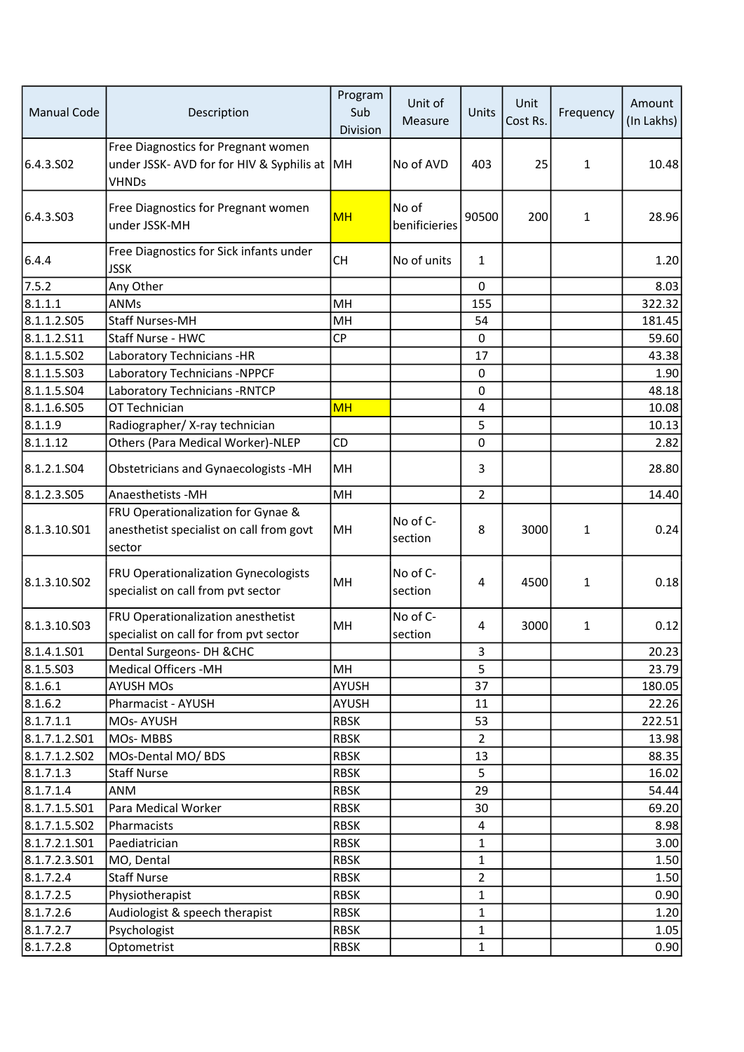| Manual Code | Description | Program Sub Division | Unit of Measure | Units | Unit Cost Rs. | Frequency | Amount (In Lakhs) |
|---|---|---|---|---|---|---|---|
| 6.4.3.S02 | Free Diagnostics for Pregnant women under JSSK- AVD for for HIV & Syphilis at VHNDs | MH | No of AVD | 403 | 25 | 1 | 10.48 |
| 6.4.3.S03 | Free Diagnostics for Pregnant women under JSSK-MH | MH | No of benificieries | 90500 | 200 | 1 | 28.96 |
| 6.4.4 | Free Diagnostics for Sick infants under JSSK | CH | No of units | 1 | | | 1.20 |
| 7.5.2 | Any Other | | | 0 | | | 8.03 |
| 8.1.1.1 | ANMs | MH | | 155 | | | 322.32 |
| 8.1.1.2.S05 | Staff Nurses-MH | MH | | 54 | | | 181.45 |
| 8.1.1.2.S11 | Staff Nurse - HWC | CP | | 0 | | | 59.60 |
| 8.1.1.5.S02 | Laboratory Technicians -HR | | | 17 | | | 43.38 |
| 8.1.1.5.S03 | Laboratory Technicians -NPPCF | | | 0 | | | 1.90 |
| 8.1.1.5.S04 | Laboratory Technicians -RNTCP | | | 0 | | | 48.18 |
| 8.1.1.6.S05 | OT Technician | MH | | 4 | | | 10.08 |
| 8.1.1.9 | Radiographer/ X-ray technician | | | 5 | | | 10.13 |
| 8.1.1.12 | Others (Para Medical Worker)-NLEP | CD | | 0 | | | 2.82 |
| 8.1.2.1.S04 | Obstetricians and Gynaecologists -MH | MH | | 3 | | | 28.80 |
| 8.1.2.3.S05 | Anaesthetists -MH | MH | | 2 | | | 14.40 |
| 8.1.3.10.S01 | FRU Operationalization for Gynae & anesthetist specialist on call from govt sector | MH | No of C-section | 8 | 3000 | 1 | 0.24 |
| 8.1.3.10.S02 | FRU Operationalization Gynecologists specialist on call from pvt sector | MH | No of C-section | 4 | 4500 | 1 | 0.18 |
| 8.1.3.10.S03 | FRU Operationalization anesthetist specialist on call for from pvt sector | MH | No of C-section | 4 | 3000 | 1 | 0.12 |
| 8.1.4.1.S01 | Dental Surgeons- DH &CHC | | | 3 | | | 20.23 |
| 8.1.5.S03 | Medical Officers -MH | MH | | 5 | | | 23.79 |
| 8.1.6.1 | AYUSH MOs | AYUSH | | 37 | | | 180.05 |
| 8.1.6.2 | Pharmacist - AYUSH | AYUSH | | 11 | | | 22.26 |
| 8.1.7.1.1 | MOs- AYUSH | RBSK | | 53 | | | 222.51 |
| 8.1.7.1.2.S01 | MOs- MBBS | RBSK | | 2 | | | 13.98 |
| 8.1.7.1.2.S02 | MOs-Dental MO/ BDS | RBSK | | 13 | | | 88.35 |
| 8.1.7.1.3 | Staff Nurse | RBSK | | 5 | | | 16.02 |
| 8.1.7.1.4 | ANM | RBSK | | 29 | | | 54.44 |
| 8.1.7.1.5.S01 | Para Medical Worker | RBSK | | 30 | | | 69.20 |
| 8.1.7.1.5.S02 | Pharmacists | RBSK | | 4 | | | 8.98 |
| 8.1.7.2.1.S01 | Paediatrician | RBSK | | 1 | | | 3.00 |
| 8.1.7.2.3.S01 | MO, Dental | RBSK | | 1 | | | 1.50 |
| 8.1.7.2.4 | Staff Nurse | RBSK | | 2 | | | 1.50 |
| 8.1.7.2.5 | Physiotherapist | RBSK | | 1 | | | 0.90 |
| 8.1.7.2.6 | Audiologist & speech therapist | RBSK | | 1 | | | 1.20 |
| 8.1.7.2.7 | Psychologist | RBSK | | 1 | | | 1.05 |
| 8.1.7.2.8 | Optometrist | RBSK | | 1 | | | 0.90 |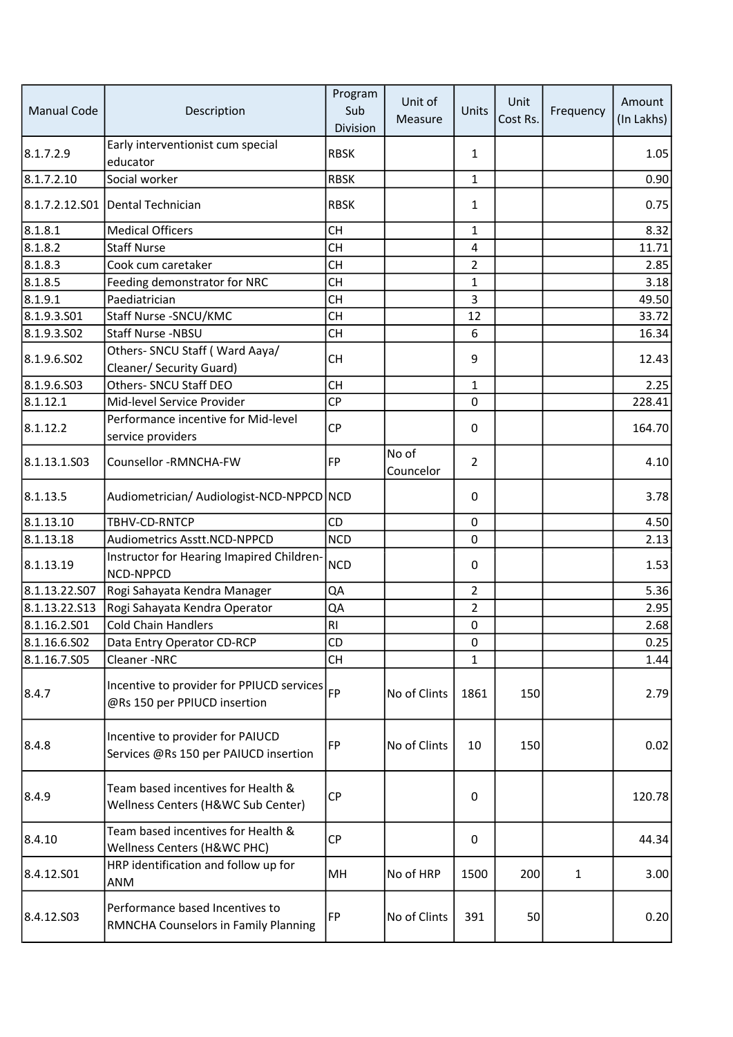| Manual Code | Description | Program Sub Division | Unit of Measure | Units | Unit Cost Rs. | Frequency | Amount (In Lakhs) |
|---|---|---|---|---|---|---|---|
| 8.1.7.2.9 | Early interventionist cum special educator | RBSK | | 1 | | | 1.05 |
| 8.1.7.2.10 | Social worker | RBSK | | 1 | | | 0.90 |
| 8.1.7.2.12.S01 | Dental Technician | RBSK | | 1 | | | 0.75 |
| 8.1.8.1 | Medical Officers | CH | | 1 | | | 8.32 |
| 8.1.8.2 | Staff Nurse | CH | | 4 | | | 11.71 |
| 8.1.8.3 | Cook cum caretaker | CH | | 2 | | | 2.85 |
| 8.1.8.5 | Feeding demonstrator for NRC | CH | | 1 | | | 3.18 |
| 8.1.9.1 | Paediatrician | CH | | 3 | | | 49.50 |
| 8.1.9.3.S01 | Staff Nurse -SNCU/KMC | CH | | 12 | | | 33.72 |
| 8.1.9.3.S02 | Staff Nurse -NBSU | CH | | 6 | | | 16.34 |
| 8.1.9.6.S02 | Others- SNCU Staff ( Ward Aaya/ Cleaner/ Security Guard) | CH | | 9 | | | 12.43 |
| 8.1.9.6.S03 | Others- SNCU Staff DEO | CH | | 1 | | | 2.25 |
| 8.1.12.1 | Mid-level Service Provider | CP | | 0 | | | 228.41 |
| 8.1.12.2 | Performance incentive for Mid-level service providers | CP | | 0 | | | 164.70 |
| 8.1.13.1.S03 | Counsellor -RMNCHA-FW | FP | No of Councelor | 2 | | | 4.10 |
| 8.1.13.5 | Audiometrician/ Audiologist-NCD-NPPCD | NCD | | 0 | | | 3.78 |
| 8.1.13.10 | TBHV-CD-RNTCP | CD | | 0 | | | 4.50 |
| 8.1.13.18 | Audiometrics Asstt.NCD-NPPCD | NCD | | 0 | | | 2.13 |
| 8.1.13.19 | Instructor for Hearing Imapired Children-NCD-NPPCD | NCD | | 0 | | | 1.53 |
| 8.1.13.22.S07 | Rogi Sahayata Kendra Manager | QA | | 2 | | | 5.36 |
| 8.1.13.22.S13 | Rogi Sahayata Kendra Operator | QA | | 2 | | | 2.95 |
| 8.1.16.2.S01 | Cold Chain Handlers | RI | | 0 | | | 2.68 |
| 8.1.16.6.S02 | Data Entry Operator CD-RCP | CD | | 0 | | | 0.25 |
| 8.1.16.7.S05 | Cleaner -NRC | CH | | 1 | | | 1.44 |
| 8.4.7 | Incentive to provider for PPIUCD services @Rs 150 per PPIUCD insertion | FP | No of Clints | 1861 | 150 | | 2.79 |
| 8.4.8 | Incentive to provider for PAIUCD Services @Rs 150 per PAIUCD insertion | FP | No of Clints | 10 | 150 | | 0.02 |
| 8.4.9 | Team based incentives for Health & Wellness Centers (H&WC Sub Center) | CP | | 0 | | | 120.78 |
| 8.4.10 | Team based incentives for Health & Wellness Centers (H&WC PHC) | CP | | 0 | | | 44.34 |
| 8.4.12.S01 | HRP identification and follow up for ANM | MH | No of HRP | 1500 | 200 | 1 | 3.00 |
| 8.4.12.S03 | Performance based Incentives to RMNCHA Counselors in Family Planning | FP | No of Clints | 391 | 50 | | 0.20 |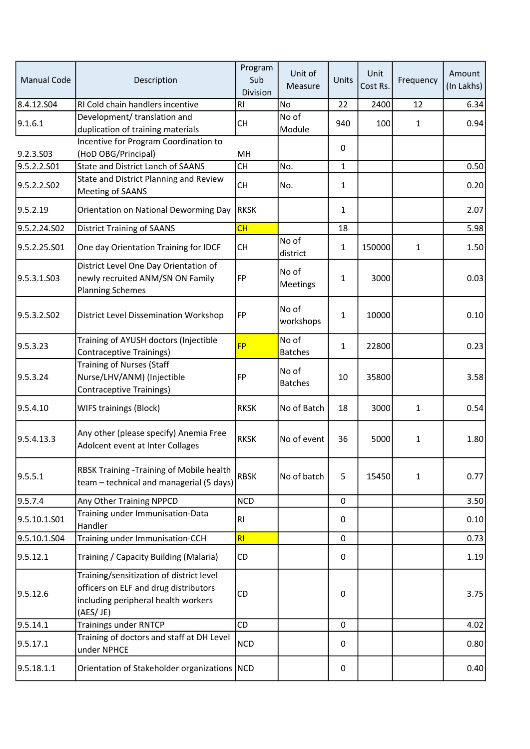| Manual Code | Description | Program Sub Division | Unit of Measure | Units | Unit Cost Rs. | Frequency | Amount (In Lakhs) |
|---|---|---|---|---|---|---|---|
| 8.4.12.S04 | RI Cold chain handlers incentive | RI | No | 22 | 2400 | 12 | 6.34 |
| 9.1.6.1 | Development/ translation and duplication of training materials | CH | No of Module | 940 | 100 | 1 | 0.94 |
| 9.2.3.S03 | Incentive for Program Coordination to (HoD OBG/Principal) | MH | | 0 | | | |
| 9.5.2.2.S01 | State and District Lanch of SAANS | CH | No. | 1 | | | 0.50 |
| 9.5.2.2.S02 | State and District Planning and Review Meeting of SAANS | CH | No. | 1 | | | 0.20 |
| 9.5.2.19 | Orientation on National Deworming Day | RKSK | | 1 | | | 2.07 |
| 9.5.2.24.S02 | District Training of SAANS | CH | | 18 | | | 5.98 |
| 9.5.2.25.S01 | One day Orientation Training for IDCF | CH | No of district | 1 | 150000 | 1 | 1.50 |
| 9.5.3.1.S03 | District Level One Day Orientation of newly recruited ANM/SN ON Family Planning Schemes | FP | No of Meetings | 1 | 3000 | | 0.03 |
| 9.5.3.2.S02 | District Level Dissemination Workshop | FP | No of workshops | 1 | 10000 | | 0.10 |
| 9.5.3.23 | Training of AYUSH doctors (Injectible Contraceptive Trainings) | FP | No of Batches | 1 | 22800 | | 0.23 |
| 9.5.3.24 | Training of Nurses (Staff Nurse/LHV/ANM) (Injectible Contraceptive Trainings) | FP | No of Batches | 10 | 35800 | | 3.58 |
| 9.5.4.10 | WIFS trainings (Block) | RKSK | No of Batch | 18 | 3000 | 1 | 0.54 |
| 9.5.4.13.3 | Any other (please specify) Anemia Free Adolcent event at Inter Collages | RKSK | No of event | 36 | 5000 | 1 | 1.80 |
| 9.5.5.1 | RBSK Training -Training of Mobile health team – technical and managerial (5 days) | RBSK | No of batch | 5 | 15450 | 1 | 0.77 |
| 9.5.7.4 | Any Other Training NPPCD | NCD | | 0 | | | 3.50 |
| 9.5.10.1.S01 | Training under Immunisation-Data Handler | RI | | 0 | | | 0.10 |
| 9.5.10.1.S04 | Training under Immunisation-CCH | RI | | 0 | | | 0.73 |
| 9.5.12.1 | Training / Capacity Building (Malaria) | CD | | 0 | | | 1.19 |
| 9.5.12.6 | Training/sensitization of district level officers on ELF and drug distributors including peripheral health workers (AES/ JE) | CD | | 0 | | | 3.75 |
| 9.5.14.1 | Trainings under RNTCP | CD | | 0 | | | 4.02 |
| 9.5.17.1 | Training of doctors and staff at DH Level under NPHCE | NCD | | 0 | | | 0.80 |
| 9.5.18.1.1 | Orientation of Stakeholder organizations | NCD | | 0 | | | 0.40 |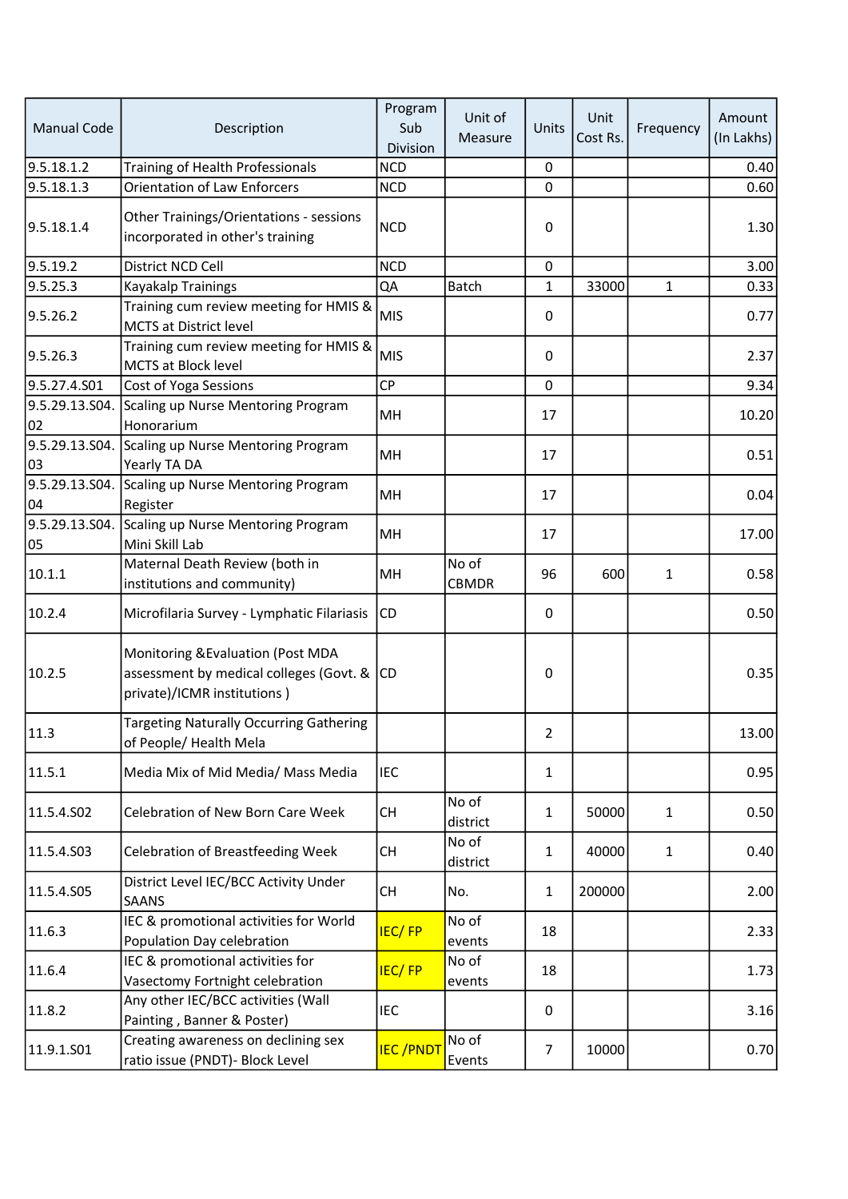| Manual Code | Description | Program Sub Division | Unit of Measure | Units | Unit Cost Rs. | Frequency | Amount (In Lakhs) |
|---|---|---|---|---|---|---|---|
| 9.5.18.1.2 | Training of Health Professionals | NCD | | 0 | | | 0.40 |
| 9.5.18.1.3 | Orientation of Law Enforcers | NCD | | 0 | | | 0.60 |
| 9.5.18.1.4 | Other Trainings/Orientations - sessions incorporated in other's training | NCD | | 0 | | | 1.30 |
| 9.5.19.2 | District NCD Cell | NCD | | 0 | | | 3.00 |
| 9.5.25.3 | Kayakalp Trainings | QA | Batch | 1 | 33000 | 1 | 0.33 |
| 9.5.26.2 | Training cum review meeting for HMIS & MCTS at District level | MIS | | 0 | | | 0.77 |
| 9.5.26.3 | Training cum review meeting for HMIS & MCTS at Block level | MIS | | 0 | | | 2.37 |
| 9.5.27.4.S01 | Cost of Yoga Sessions | CP | | 0 | | | 9.34 |
| 9.5.29.13.S04.02 | Scaling up Nurse Mentoring Program Honorarium | MH | | 17 | | | 10.20 |
| 9.5.29.13.S04.03 | Scaling up Nurse Mentoring Program Yearly TA DA | MH | | 17 | | | 0.51 |
| 9.5.29.13.S04.04 | Scaling up Nurse Mentoring Program Register | MH | | 17 | | | 0.04 |
| 9.5.29.13.S04.05 | Scaling up Nurse Mentoring Program Mini Skill Lab | MH | | 17 | | | 17.00 |
| 10.1.1 | Maternal Death Review (both in institutions and community) | MH | No of CBMDR | 96 | 600 | 1 | 0.58 |
| 10.2.4 | Microfilaria Survey - Lymphatic Filariasis | CD | | 0 | | | 0.50 |
| 10.2.5 | Monitoring &Evaluation (Post MDA assessment by medical colleges (Govt. & private)/ICMR institutions ) | CD | | 0 | | | 0.35 |
| 11.3 | Targeting Naturally Occurring Gathering of People/ Health Mela | | | 2 | | | 13.00 |
| 11.5.1 | Media Mix of Mid Media/ Mass Media | IEC | | 1 | | | 0.95 |
| 11.5.4.S02 | Celebration of New Born Care Week | CH | No of district | 1 | 50000 | 1 | 0.50 |
| 11.5.4.S03 | Celebration of Breastfeeding Week | CH | No of district | 1 | 40000 | 1 | 0.40 |
| 11.5.4.S05 | District Level IEC/BCC Activity Under SAANS | CH | No. | 1 | 200000 | | 2.00 |
| 11.6.3 | IEC & promotional activities for World Population Day celebration | IEC/ FP | No of events | 18 | | | 2.33 |
| 11.6.4 | IEC & promotional activities for Vasectomy Fortnight celebration | IEC/ FP | No of events | 18 | | | 1.73 |
| 11.8.2 | Any other IEC/BCC activities (Wall Painting , Banner & Poster) | IEC | | 0 | | | 3.16 |
| 11.9.1.S01 | Creating awareness on declining sex ratio issue (PNDT)- Block Level | IEC /PNDT | No of Events | 7 | 10000 | | 0.70 |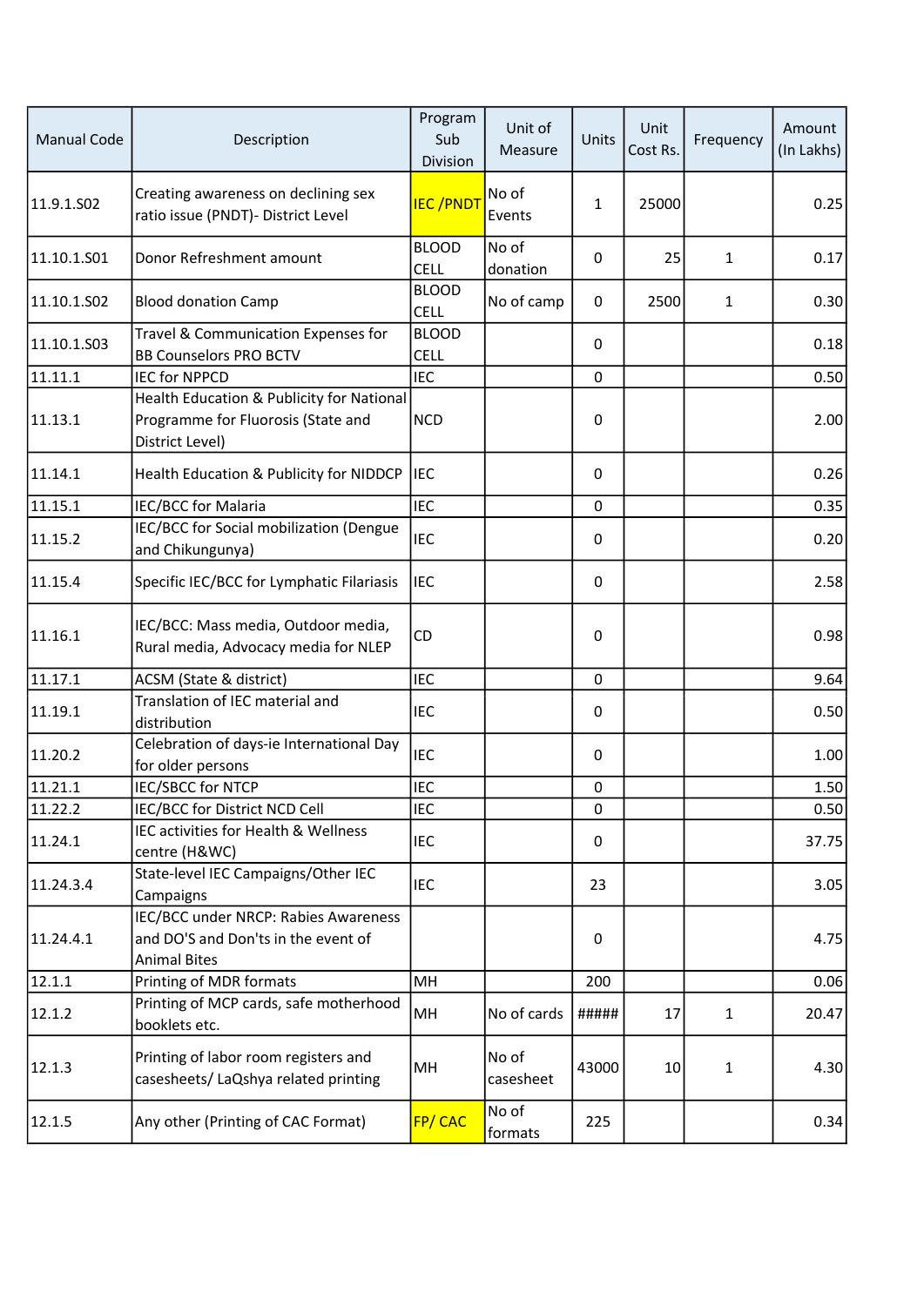| Manual Code | Description | Program Sub Division | Unit of Measure | Units | Unit Cost Rs. | Frequency | Amount (In Lakhs) |
|---|---|---|---|---|---|---|---|
| 11.9.1.S02 | Creating awareness on declining sex ratio issue (PNDT)- District Level | IEC /PNDT | No of Events | 1 | 25000 | | 0.25 |
| 11.10.1.S01 | Donor Refreshment amount | BLOOD CELL | No of donation | 0 | 25 | 1 | 0.17 |
| 11.10.1.S02 | Blood donation Camp | BLOOD CELL | No of camp | 0 | 2500 | 1 | 0.30 |
| 11.10.1.S03 | Travel & Communication Expenses for BB Counselors PRO BCTV | BLOOD CELL | | 0 | | | 0.18 |
| 11.11.1 | IEC for NPPCD | IEC | | 0 | | | 0.50 |
| 11.13.1 | Health Education & Publicity for National Programme for Fluorosis (State and District Level) | NCD | | 0 | | | 2.00 |
| 11.14.1 | Health Education & Publicity for NIDDCP | IEC | | 0 | | | 0.26 |
| 11.15.1 | IEC/BCC for Malaria | IEC | | 0 | | | 0.35 |
| 11.15.2 | IEC/BCC for Social mobilization (Dengue and Chikungunya) | IEC | | 0 | | | 0.20 |
| 11.15.4 | Specific IEC/BCC for Lymphatic Filariasis | IEC | | 0 | | | 2.58 |
| 11.16.1 | IEC/BCC: Mass media, Outdoor media, Rural media, Advocacy media for NLEP | CD | | 0 | | | 0.98 |
| 11.17.1 | ACSM (State & district) | IEC | | 0 | | | 9.64 |
| 11.19.1 | Translation of IEC material and distribution | IEC | | 0 | | | 0.50 |
| 11.20.2 | Celebration of days-ie International Day for older persons | IEC | | 0 | | | 1.00 |
| 11.21.1 | IEC/SBCC for NTCP | IEC | | 0 | | | 1.50 |
| 11.22.2 | IEC/BCC for District NCD Cell | IEC | | 0 | | | 0.50 |
| 11.24.1 | IEC activities for Health & Wellness centre (H&WC) | IEC | | 0 | | | 37.75 |
| 11.24.3.4 | State-level IEC Campaigns/Other IEC Campaigns | IEC | | 23 | | | 3.05 |
| 11.24.4.1 | IEC/BCC under NRCP: Rabies Awareness and DO'S and Don'ts in the event of Animal Bites | | | 0 | | | 4.75 |
| 12.1.1 | Printing of MDR formats | MH | | 200 | | | 0.06 |
| 12.1.2 | Printing of MCP cards, safe motherhood booklets etc. | MH | No of cards | ##### | 17 | 1 | 20.47 |
| 12.1.3 | Printing of labor room registers and casesheets/ LaQshya related printing | MH | No of casesheet | 43000 | 10 | 1 | 4.30 |
| 12.1.5 | Any other (Printing of CAC Format) | FP/ CAC | No of formats | 225 | | | 0.34 |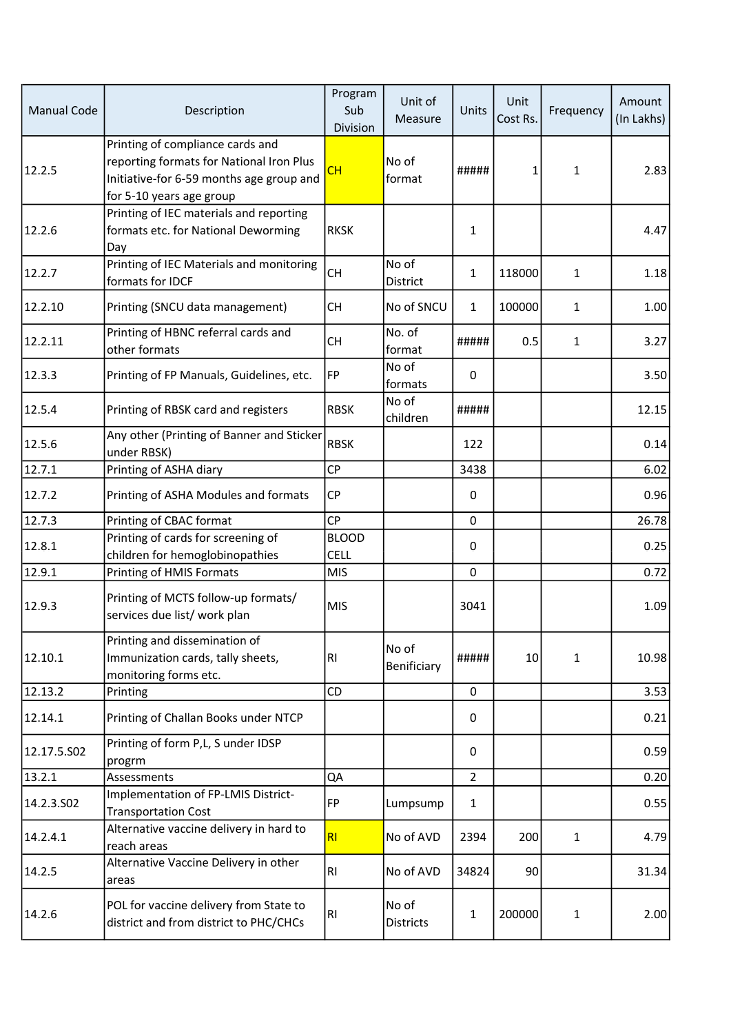| Manual Code | Description | Program Sub Division | Unit of Measure | Units | Unit Cost Rs. | Frequency | Amount (In Lakhs) |
|---|---|---|---|---|---|---|---|
| 12.2.5 | Printing of compliance cards and reporting formats for National Iron Plus Initiative-for 6-59 months age group and for 5-10 years age group | CH | No of format | ##### | 1 | 1 | 2.83 |
| 12.2.6 | Printing of IEC materials and reporting formats etc. for National Deworming Day | RKSK | | 1 | | | 4.47 |
| 12.2.7 | Printing of IEC Materials and monitoring formats for IDCF | CH | No of District | 1 | 118000 | 1 | 1.18 |
| 12.2.10 | Printing (SNCU data management) | CH | No of SNCU | 1 | 100000 | 1 | 1.00 |
| 12.2.11 | Printing of HBNC referral cards and other formats | CH | No. of format | ##### | 0.5 | 1 | 3.27 |
| 12.3.3 | Printing of FP Manuals, Guidelines, etc. | FP | No of formats | 0 | | | 3.50 |
| 12.5.4 | Printing of RBSK card and registers | RBSK | No of children | ##### | | | 12.15 |
| 12.5.6 | Any other (Printing of Banner and Sticker under RBSK) | RBSK | | 122 | | | 0.14 |
| 12.7.1 | Printing of ASHA diary | CP | | 3438 | | | 6.02 |
| 12.7.2 | Printing of ASHA Modules and formats | CP | | 0 | | | 0.96 |
| 12.7.3 | Printing of CBAC format | CP | | 0 | | | 26.78 |
| 12.8.1 | Printing of cards for screening of children for hemoglobinopathies | BLOOD CELL | | 0 | | | 0.25 |
| 12.9.1 | Printing of HMIS Formats | MIS | | 0 | | | 0.72 |
| 12.9.3 | Printing of MCTS follow-up formats/ services due list/ work plan | MIS | | 3041 | | | 1.09 |
| 12.10.1 | Printing and dissemination of Immunization cards, tally sheets, monitoring forms etc. | RI | No of Benificiary | ##### | 10 | 1 | 10.98 |
| 12.13.2 | Printing | CD | | 0 | | | 3.53 |
| 12.14.1 | Printing of Challan Books under NTCP | | | 0 | | | 0.21 |
| 12.17.5.S02 | Printing of form P,L, S under IDSP progrm | | | 0 | | | 0.59 |
| 13.2.1 | Assessments | QA | | 2 | | | 0.20 |
| 14.2.3.S02 | Implementation of FP-LMIS District-Transportation Cost | FP | Lumpsump | 1 | | | 0.55 |
| 14.2.4.1 | Alternative vaccine delivery in hard to reach areas | RI | No of AVD | 2394 | 200 | 1 | 4.79 |
| 14.2.5 | Alternative Vaccine Delivery in other areas | RI | No of AVD | 34824 | 90 | | 31.34 |
| 14.2.6 | POL for vaccine delivery from State to district and from district to PHC/CHCs | RI | No of Districts | 1 | 200000 | 1 | 2.00 |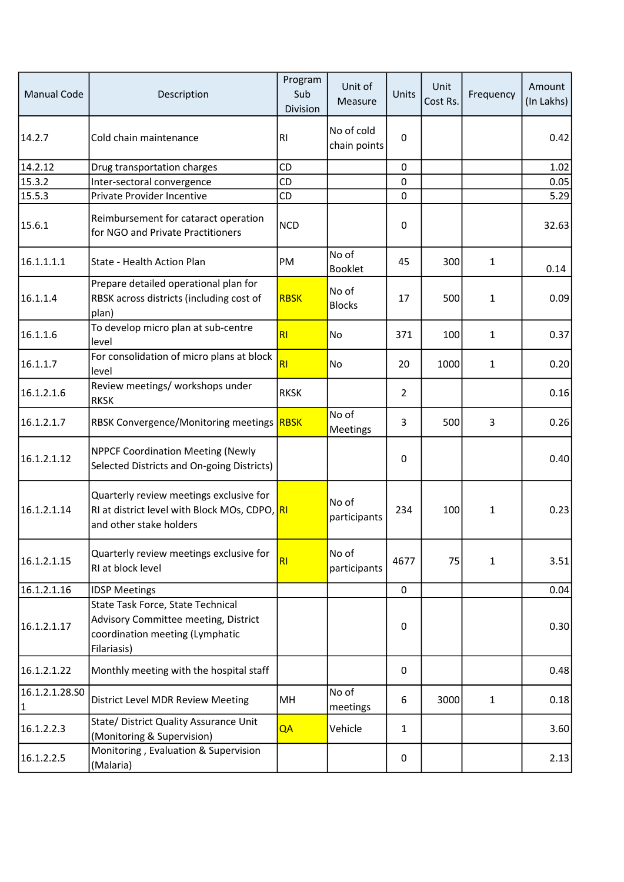| Manual Code | Description | Program Sub Division | Unit of Measure | Units | Unit Cost Rs. | Frequency | Amount (In Lakhs) |
|---|---|---|---|---|---|---|---|
| 14.2.7 | Cold chain maintenance | RI | No of cold chain points | 0 | | | 0.42 |
| 14.2.12 | Drug transportation charges | CD | | 0 | | | 1.02 |
| 15.3.2 | Inter-sectoral convergence | CD | | 0 | | | 0.05 |
| 15.5.3 | Private Provider Incentive | CD | | 0 | | | 5.29 |
| 15.6.1 | Reimbursement for cataract operation for NGO and Private Practitioners | NCD | | 0 | | | 32.63 |
| 16.1.1.1.1 | State - Health Action Plan | PM | No of Booklet | 45 | 300 | 1 | 0.14 |
| 16.1.1.4 | Prepare detailed operational plan for RBSK across districts (including cost of plan) | RBSK | No of Blocks | 17 | 500 | 1 | 0.09 |
| 16.1.1.6 | To develop micro plan at sub-centre level | RI | No | 371 | 100 | 1 | 0.37 |
| 16.1.1.7 | For consolidation of micro plans at block level | RI | No | 20 | 1000 | 1 | 0.20 |
| 16.1.2.1.6 | Review meetings/ workshops under RKSK | RKSK | | 2 | | | 0.16 |
| 16.1.2.1.7 | RBSK Convergence/Monitoring meetings | RBSK | No of Meetings | 3 | 500 | 3 | 0.26 |
| 16.1.2.1.12 | NPPCF Coordination Meeting (Newly Selected Districts and On-going Districts) | | | 0 | | | 0.40 |
| 16.1.2.1.14 | Quarterly review meetings exclusive for RI at district level with Block MOs, CDPO, and other stake holders | RI | No of participants | 234 | 100 | 1 | 0.23 |
| 16.1.2.1.15 | Quarterly review meetings exclusive for RI at block level | RI | No of participants | 4677 | 75 | 1 | 3.51 |
| 16.1.2.1.16 | IDSP Meetings | | | 0 | | | 0.04 |
| 16.1.2.1.17 | State Task Force, State Technical Advisory Committee meeting, District coordination meeting (Lymphatic Filariasis) | | | 0 | | | 0.30 |
| 16.1.2.1.22 | Monthly meeting with the hospital staff | | | 0 | | | 0.48 |
| 16.1.2.1.28.S01 | District Level MDR Review Meeting | MH | No of meetings | 6 | 3000 | 1 | 0.18 |
| 16.1.2.2.3 | State/ District Quality Assurance Unit (Monitoring & Supervision) | QA | Vehicle | 1 | | | 3.60 |
| 16.1.2.2.5 | Monitoring , Evaluation & Supervision (Malaria) | | | 0 | | | 2.13 |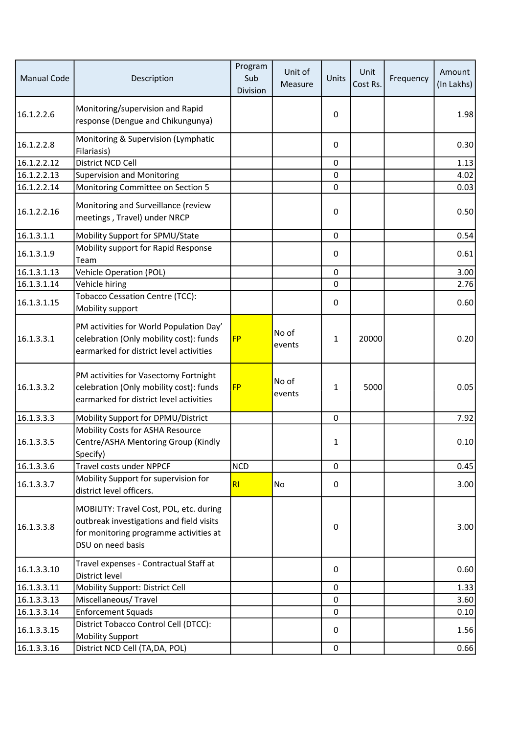| Manual Code | Description | Program Sub Division | Unit of Measure | Units | Unit Cost Rs. | Frequency | Amount (In Lakhs) |
|---|---|---|---|---|---|---|---|
| 16.1.2.2.6 | Monitoring/supervision and Rapid response (Dengue and Chikungunya) | | | 0 | | | 1.98 |
| 16.1.2.2.8 | Monitoring & Supervision (Lymphatic Filariasis) | | | 0 | | | 0.30 |
| 16.1.2.2.12 | District NCD Cell | | | 0 | | | 1.13 |
| 16.1.2.2.13 | Supervision and Monitoring | | | 0 | | | 4.02 |
| 16.1.2.2.14 | Monitoring Committee on Section 5 | | | 0 | | | 0.03 |
| 16.1.2.2.16 | Monitoring and Surveillance (review meetings , Travel) under NRCP | | | 0 | | | 0.50 |
| 16.1.3.1.1 | Mobility Support for SPMU/State | | | 0 | | | 0.54 |
| 16.1.3.1.9 | Mobility support for Rapid Response Team | | | 0 | | | 0.61 |
| 16.1.3.1.13 | Vehicle Operation (POL) | | | 0 | | | 3.00 |
| 16.1.3.1.14 | Vehicle hiring | | | 0 | | | 2.76 |
| 16.1.3.1.15 | Tobacco Cessation Centre (TCC): Mobility support | | | 0 | | | 0.60 |
| 16.1.3.3.1 | PM activities for World Population Day' celebration (Only mobility cost): funds earmarked for district level activities | FP | No of events | 1 | 20000 | | 0.20 |
| 16.1.3.3.2 | PM activities for Vasectomy Fortnight celebration (Only mobility cost): funds earmarked for district level activities | FP | No of events | 1 | 5000 | | 0.05 |
| 16.1.3.3.3 | Mobility Support for DPMU/District | | | 0 | | | 7.92 |
| 16.1.3.3.5 | Mobility Costs for ASHA Resource Centre/ASHA Mentoring Group (Kindly Specify) | | | 1 | | | 0.10 |
| 16.1.3.3.6 | Travel costs under NPPCF | NCD | | 0 | | | 0.45 |
| 16.1.3.3.7 | Mobility Support for supervision for district level officers. | RI | No | 0 | | | 3.00 |
| 16.1.3.3.8 | MOBILITY: Travel Cost, POL, etc. during outbreak investigations and field visits for monitoring programme activities at DSU on need basis | | | 0 | | | 3.00 |
| 16.1.3.3.10 | Travel expenses - Contractual Staff at District level | | | 0 | | | 0.60 |
| 16.1.3.3.11 | Mobility Support: District Cell | | | 0 | | | 1.33 |
| 16.1.3.3.13 | Miscellaneous/ Travel | | | 0 | | | 3.60 |
| 16.1.3.3.14 | Enforcement Squads | | | 0 | | | 0.10 |
| 16.1.3.3.15 | District Tobacco Control Cell (DTCC): Mobility Support | | | 0 | | | 1.56 |
| 16.1.3.3.16 | District NCD Cell (TA,DA, POL) | | | 0 | | | 0.66 |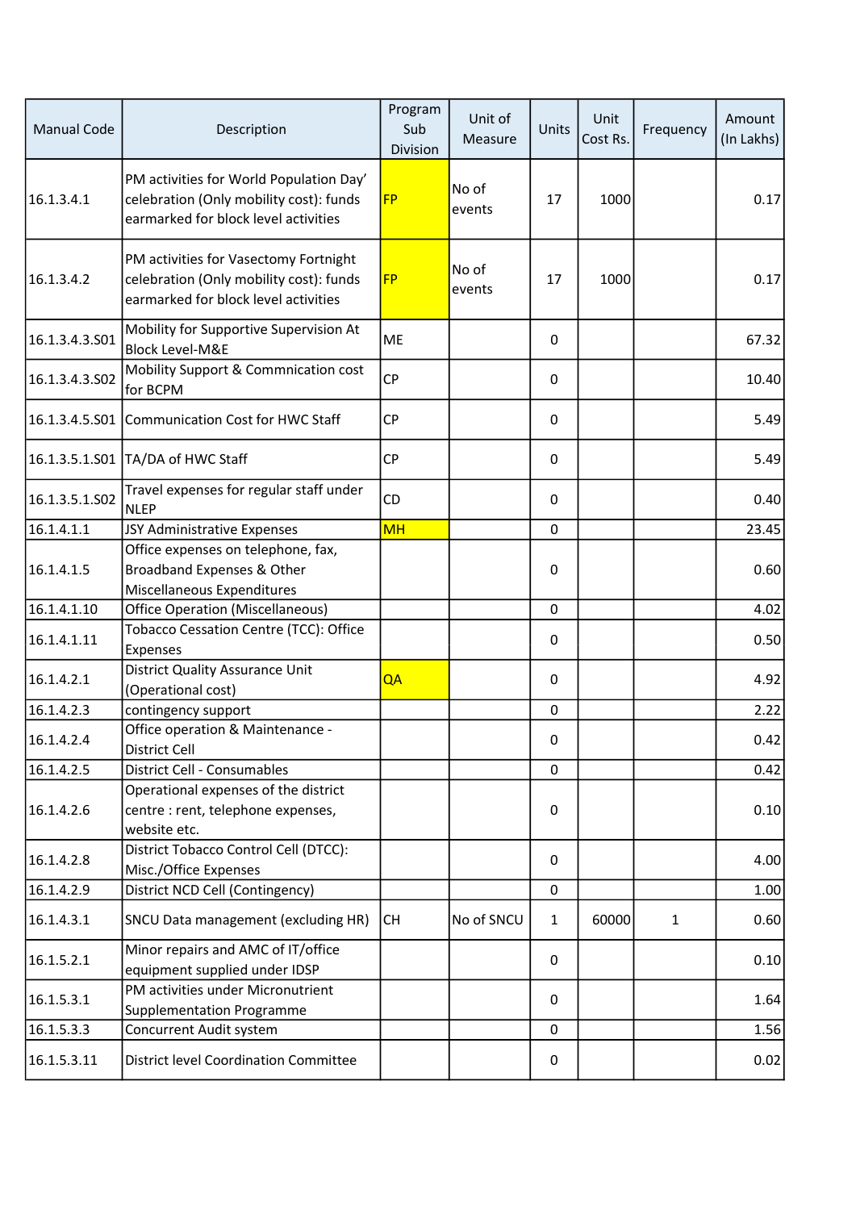| Manual Code | Description | Program Sub Division | Unit of Measure | Units | Unit Cost Rs. | Frequency | Amount (In Lakhs) |
|---|---|---|---|---|---|---|---|
| 16.1.3.4.1 | PM activities for World Population Day' celebration (Only mobility cost): funds earmarked for block level activities | FP | No of events | 17 | 1000 | | 0.17 |
| 16.1.3.4.2 | PM activities for Vasectomy Fortnight celebration (Only mobility cost): funds earmarked for block level activities | FP | No of events | 17 | 1000 | | 0.17 |
| 16.1.3.4.3.S01 | Mobility for Supportive Supervision At Block Level-M&E | ME | | 0 | | | 67.32 |
| 16.1.3.4.3.S02 | Mobility Support & Commnication cost for BCPM | CP | | 0 | | | 10.40 |
| 16.1.3.4.5.S01 | Communication Cost for HWC Staff | CP | | 0 | | | 5.49 |
| 16.1.3.5.1.S01 | TA/DA of HWC Staff | CP | | 0 | | | 5.49 |
| 16.1.3.5.1.S02 | Travel expenses for regular staff under NLEP | CD | | 0 | | | 0.40 |
| 16.1.4.1.1 | JSY Administrative Expenses | MH | | 0 | | | 23.45 |
| 16.1.4.1.5 | Office expenses on telephone, fax, Broadband Expenses & Other Miscellaneous Expenditures | | | 0 | | | 0.60 |
| 16.1.4.1.10 | Office Operation (Miscellaneous) | | | 0 | | | 4.02 |
| 16.1.4.1.11 | Tobacco Cessation Centre (TCC): Office Expenses | | | 0 | | | 0.50 |
| 16.1.4.2.1 | District Quality Assurance Unit (Operational cost) | QA | | 0 | | | 4.92 |
| 16.1.4.2.3 | contingency support | | | 0 | | | 2.22 |
| 16.1.4.2.4 | Office operation & Maintenance - District Cell | | | 0 | | | 0.42 |
| 16.1.4.2.5 | District Cell - Consumables | | | 0 | | | 0.42 |
| 16.1.4.2.6 | Operational expenses of the district centre : rent, telephone expenses, website etc. | | | 0 | | | 0.10 |
| 16.1.4.2.8 | District Tobacco Control Cell (DTCC): Misc./Office Expenses | | | 0 | | | 4.00 |
| 16.1.4.2.9 | District NCD Cell (Contingency) | | | 0 | | | 1.00 |
| 16.1.4.3.1 | SNCU Data management (excluding HR) | CH | No of SNCU | 1 | 60000 | 1 | 0.60 |
| 16.1.5.2.1 | Minor repairs and AMC of IT/office equipment supplied under IDSP | | | 0 | | | 0.10 |
| 16.1.5.3.1 | PM activities under Micronutrient Supplementation Programme | | | 0 | | | 1.64 |
| 16.1.5.3.3 | Concurrent Audit system | | | 0 | | | 1.56 |
| 16.1.5.3.11 | District level Coordination Committee | | | 0 | | | 0.02 |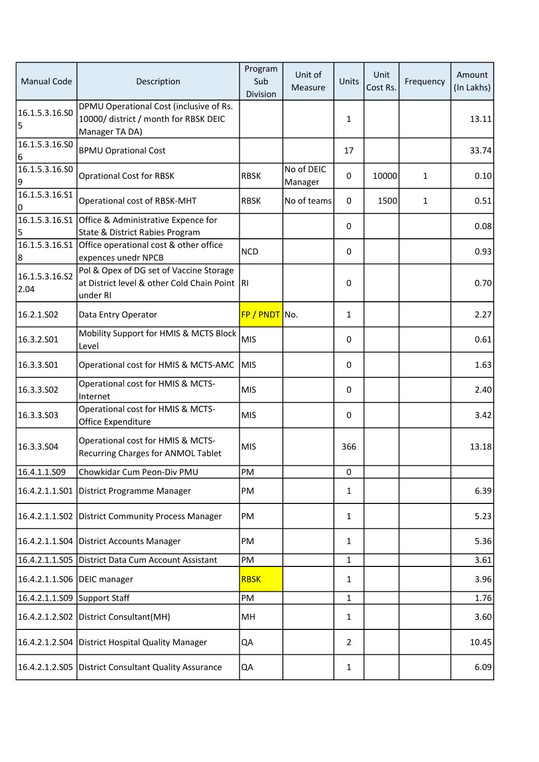| Manual Code | Description | Program Sub Division | Unit of Measure | Units | Unit Cost Rs. | Frequency | Amount (In Lakhs) |
|---|---|---|---|---|---|---|---|
| 16.1.5.3.16.S05 | DPMU Operational Cost (inclusive of Rs. 10000/ district / month for RBSK DEIC Manager TA DA) | | | 1 | | | 13.11 |
| 16.1.5.3.16.S06 | BPMU Oprational Cost | | | 17 | | | 33.74 |
| 16.1.5.3.16.S09 | Oprational Cost for RBSK | RBSK | No of DEIC Manager | 0 | 10000 | 1 | 0.10 |
| 16.1.5.3.16.S10 | Operational cost of RBSK-MHT | RBSK | No of teams | 0 | 1500 | 1 | 0.51 |
| 16.1.5.3.16.S15 | Office & Administrative Expence for State & District Rabies Program | | | 0 | | | 0.08 |
| 16.1.5.3.16.S18 | Office operational cost & other office expences unedr NPCB | NCD | | 0 | | | 0.93 |
| 16.1.5.3.16.S22.04 | Pol & Opex of DG set of Vaccine Storage at District level & other Cold Chain Point under RI | RI | | 0 | | | 0.70 |
| 16.2.1.S02 | Data Entry Operator | FP / PNDT | No. | 1 | | | 2.27 |
| 16.3.2.S01 | Mobility Support for HMIS & MCTS Block Level | MIS | | 0 | | | 0.61 |
| 16.3.3.S01 | Operational cost for HMIS & MCTS-AMC | MIS | | 0 | | | 1.63 |
| 16.3.3.S02 | Operational cost for HMIS & MCTS-Internet | MIS | | 0 | | | 2.40 |
| 16.3.3.S03 | Operational cost for HMIS & MCTS-Office Expenditure | MIS | | 0 | | | 3.42 |
| 16.3.3.S04 | Operational cost for HMIS & MCTS-Recurring Charges for ANMOL Tablet | MIS | | 366 | | | 13.18 |
| 16.4.1.1.S09 | Chowkidar Cum Peon-Div PMU | PM | | 0 | | | |
| 16.4.2.1.1.S01 | District Programme Manager | PM | | 1 | | | 6.39 |
| 16.4.2.1.1.S02 | District Community Process Manager | PM | | 1 | | | 5.23 |
| 16.4.2.1.1.S04 | District Accounts Manager | PM | | 1 | | | 5.36 |
| 16.4.2.1.1.S05 | District Data Cum Account Assistant | PM | | 1 | | | 3.61 |
| 16.4.2.1.1.S06 | DEIC manager | RBSK | | 1 | | | 3.96 |
| 16.4.2.1.1.S09 | Support Staff | PM | | 1 | | | 1.76 |
| 16.4.2.1.2.S02 | District Consultant(MH) | MH | | 1 | | | 3.60 |
| 16.4.2.1.2.S04 | District Hospital Quality Manager | QA | | 2 | | | 10.45 |
| 16.4.2.1.2.S05 | District Consultant Quality Assurance | QA | | 1 | | | 6.09 |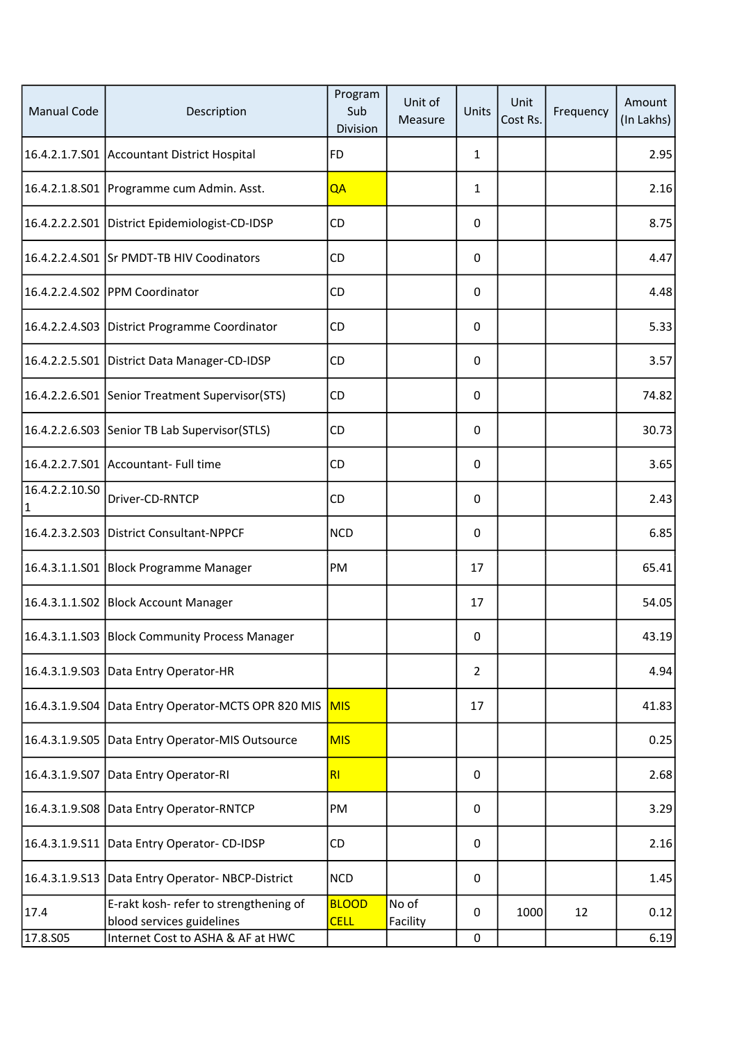| Manual Code | Description | Program Sub Division | Unit of Measure | Units | Unit Cost Rs. | Frequency | Amount (In Lakhs) |
|---|---|---|---|---|---|---|---|
| 16.4.2.1.7.S01 | Accountant District Hospital | FD | | 1 | | | 2.95 |
| 16.4.2.1.8.S01 | Programme cum Admin. Asst. | QA | | 1 | | | 2.16 |
| 16.4.2.2.2.S01 | District Epidemiologist-CD-IDSP | CD | | 0 | | | 8.75 |
| 16.4.2.2.4.S01 | Sr PMDT-TB HIV Coodinators | CD | | 0 | | | 4.47 |
| 16.4.2.2.4.S02 | PPM Coordinator | CD | | 0 | | | 4.48 |
| 16.4.2.2.4.S03 | District Programme Coordinator | CD | | 0 | | | 5.33 |
| 16.4.2.2.5.S01 | District Data Manager-CD-IDSP | CD | | 0 | | | 3.57 |
| 16.4.2.2.6.S01 | Senior Treatment Supervisor(STS) | CD | | 0 | | | 74.82 |
| 16.4.2.2.6.S03 | Senior TB Lab Supervisor(STLS) | CD | | 0 | | | 30.73 |
| 16.4.2.2.7.S01 | Accountant- Full time | CD | | 0 | | | 3.65 |
| 16.4.2.2.10.S01 | Driver-CD-RNTCP | CD | | 0 | | | 2.43 |
| 16.4.2.3.2.S03 | District Consultant-NPPCF | NCD | | 0 | | | 6.85 |
| 16.4.3.1.1.S01 | Block Programme Manager | PM | | 17 | | | 65.41 |
| 16.4.3.1.1.S02 | Block Account Manager | | | 17 | | | 54.05 |
| 16.4.3.1.1.S03 | Block Community Process Manager | | | 0 | | | 43.19 |
| 16.4.3.1.9.S03 | Data Entry Operator-HR | | | 2 | | | 4.94 |
| 16.4.3.1.9.S04 | Data Entry Operator-MCTS OPR 820 MIS | MIS | | 17 | | | 41.83 |
| 16.4.3.1.9.S05 | Data Entry Operator-MIS Outsource | MIS | | | | | 0.25 |
| 16.4.3.1.9.S07 | Data Entry Operator-RI | RI | | 0 | | | 2.68 |
| 16.4.3.1.9.S08 | Data Entry Operator-RNTCP | PM | | 0 | | | 3.29 |
| 16.4.3.1.9.S11 | Data Entry Operator- CD-IDSP | CD | | 0 | | | 2.16 |
| 16.4.3.1.9.S13 | Data Entry Operator- NBCP-District | NCD | | 0 | | | 1.45 |
| 17.4 | E-rakt kosh- refer to strengthening of blood services guidelines | BLOOD CELL | No of Facility | 0 | 1000 | 12 | 0.12 |
| 17.8.S05 | Internet Cost to ASHA & AF at HWC | | | 0 | | | 6.19 |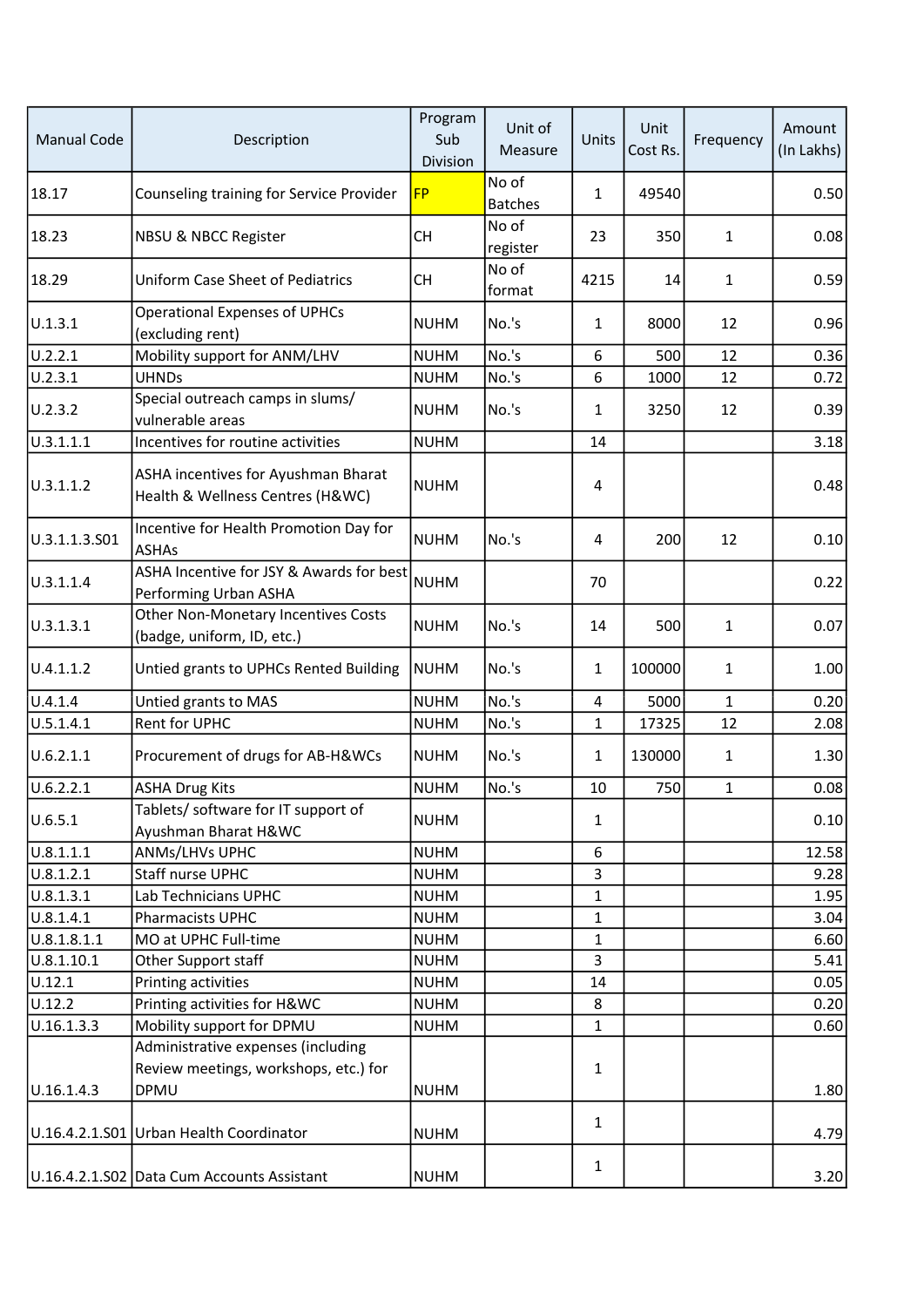| Manual Code | Description | Program Sub Division | Unit of Measure | Units | Unit Cost Rs. | Frequency | Amount (In Lakhs) |
|---|---|---|---|---|---|---|---|
| 18.17 | Counseling training for Service Provider | FP | No of Batches | 1 | 49540 | | 0.50 |
| 18.23 | NBSU & NBCC Register | CH | No of register | 23 | 350 | 1 | 0.08 |
| 18.29 | Uniform Case Sheet of Pediatrics | CH | No of format | 4215 | 14 | 1 | 0.59 |
| U.1.3.1 | Operational Expenses of UPHCs (excluding rent) | NUHM | No.'s | 1 | 8000 | 12 | 0.96 |
| U.2.2.1 | Mobility support for ANM/LHV | NUHM | No.'s | 6 | 500 | 12 | 0.36 |
| U.2.3.1 | UHNDs | NUHM | No.'s | 6 | 1000 | 12 | 0.72 |
| U.2.3.2 | Special outreach camps in slums/ vulnerable areas | NUHM | No.'s | 1 | 3250 | 12 | 0.39 |
| U.3.1.1.1 | Incentives for routine activities | NUHM | | 14 | | | 3.18 |
| U.3.1.1.2 | ASHA incentives for Ayushman Bharat Health & Wellness Centres (H&WC) | NUHM | | 4 | | | 0.48 |
| U.3.1.1.3.S01 | Incentive for Health Promotion Day for ASHAs | NUHM | No.'s | 4 | 200 | 12 | 0.10 |
| U.3.1.1.4 | ASHA Incentive for JSY & Awards for best Performing Urban ASHA | NUHM | | 70 | | | 0.22 |
| U.3.1.3.1 | Other Non-Monetary Incentives Costs (badge, uniform, ID, etc.) | NUHM | No.'s | 14 | 500 | 1 | 0.07 |
| U.4.1.1.2 | Untied grants to UPHCs Rented Building | NUHM | No.'s | 1 | 100000 | 1 | 1.00 |
| U.4.1.4 | Untied grants to MAS | NUHM | No.'s | 4 | 5000 | 1 | 0.20 |
| U.5.1.4.1 | Rent for UPHC | NUHM | No.'s | 1 | 17325 | 12 | 2.08 |
| U.6.2.1.1 | Procurement of drugs for AB-H&WCs | NUHM | No.'s | 1 | 130000 | 1 | 1.30 |
| U.6.2.2.1 | ASHA Drug Kits | NUHM | No.'s | 10 | 750 | 1 | 0.08 |
| U.6.5.1 | Tablets/ software for IT support of Ayushman Bharat H&WC | NUHM | | 1 | | | 0.10 |
| U.8.1.1.1 | ANMs/LHVs UPHC | NUHM | | 6 | | | 12.58 |
| U.8.1.2.1 | Staff nurse UPHC | NUHM | | 3 | | | 9.28 |
| U.8.1.3.1 | Lab Technicians UPHC | NUHM | | 1 | | | 1.95 |
| U.8.1.4.1 | Pharmacists UPHC | NUHM | | 1 | | | 3.04 |
| U.8.1.8.1.1 | MO at UPHC Full-time | NUHM | | 1 | | | 6.60 |
| U.8.1.10.1 | Other Support staff | NUHM | | 3 | | | 5.41 |
| U.12.1 | Printing activities | NUHM | | 14 | | | 0.05 |
| U.12.2 | Printing activities for H&WC | NUHM | | 8 | | | 0.20 |
| U.16.1.3.3 | Mobility support for DPMU | NUHM | | 1 | | | 0.60 |
| U.16.1.4.3 | Administrative expenses (including Review meetings, workshops, etc.) for DPMU | NUHM | | 1 | | | 1.80 |
| U.16.4.2.1.S01 | Urban Health Coordinator | NUHM | | 1 | | | 4.79 |
| U.16.4.2.1.S02 | Data Cum Accounts Assistant | NUHM | | 1 | | | 3.20 |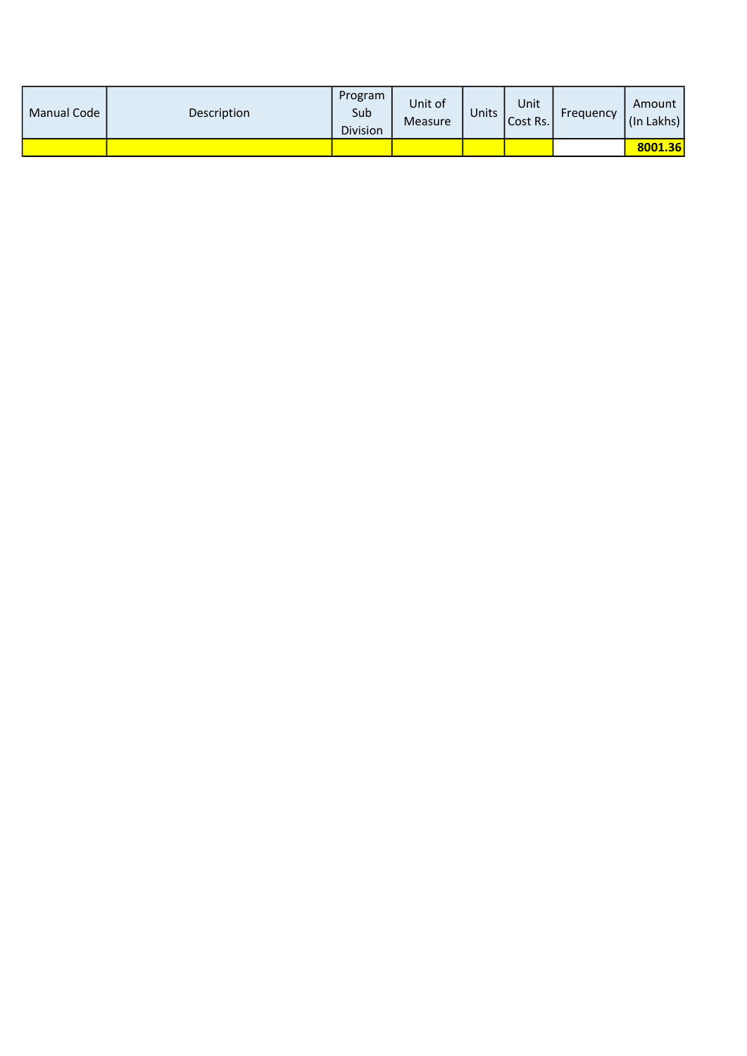| Manual Code | Description | Program Sub Division | Unit of Measure | Units | Unit Cost Rs. | Frequency | Amount (In Lakhs) |
|---|---|---|---|---|---|---|---|
| | | | | | | | **8001.36** |